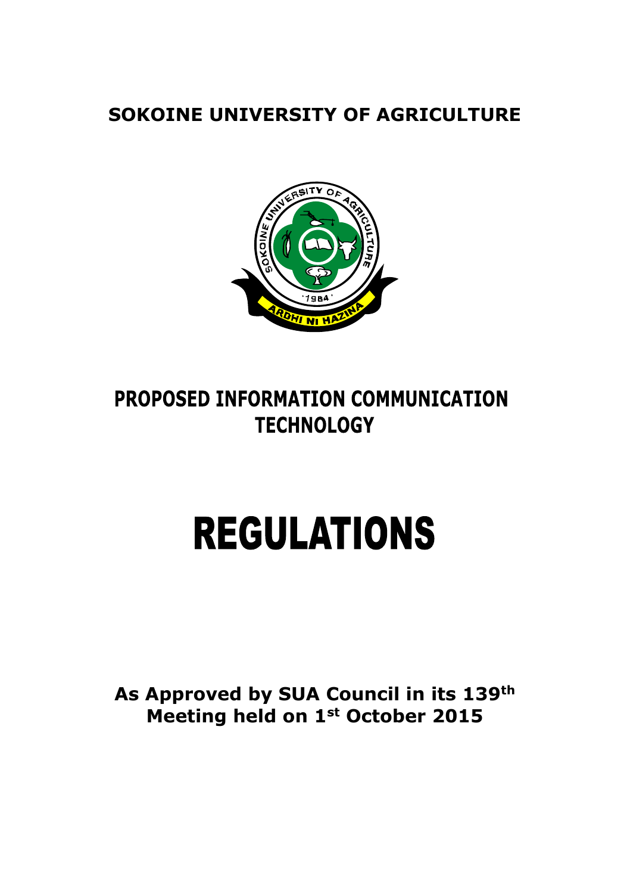# SOKOINE UNIVERSITY OF AGRICULTURE

# PROPOSED INFORMATION COMMUNICATION TECHNOLOGY

# REGULATIONS

**As Approved by SUA Council in its 139th Meeting held on 1st October 2015**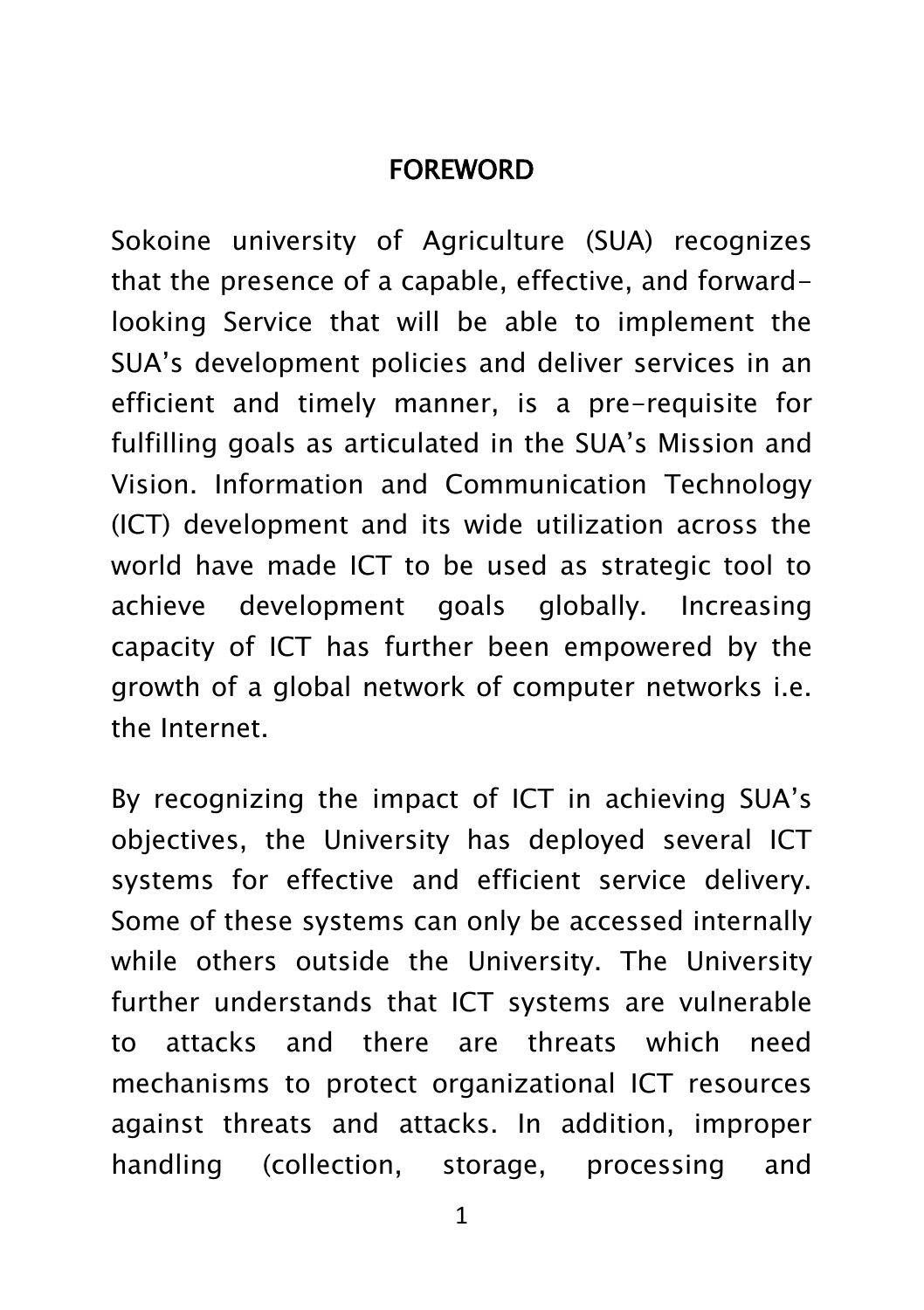## FOREWORD

Sokoine university of Agriculture (SUA) recognizes that the presence of a capable, effective, and forward-looking Service that will be able to implement the SUA's development policies and deliver services in an efficient and timely manner, is a pre-requisite for fulfilling goals as articulated in the SUA's Mission and Vision. Information and Communication Technology (ICT) development and its wide utilization across the world have made ICT to be used as strategic tool to achieve development goals globally. Increasing capacity of ICT has further been empowered by the growth of a global network of computer networks i.e. the Internet.

By recognizing the impact of ICT in achieving SUA's objectives, the University has deployed several ICT systems for effective and efficient service delivery. Some of these systems can only be accessed internally while others outside the University. The University further understands that ICT systems are vulnerable to attacks and there are threats which need mechanisms to protect organizational ICT resources against threats and attacks. In addition, improper handling (collection, storage, processing and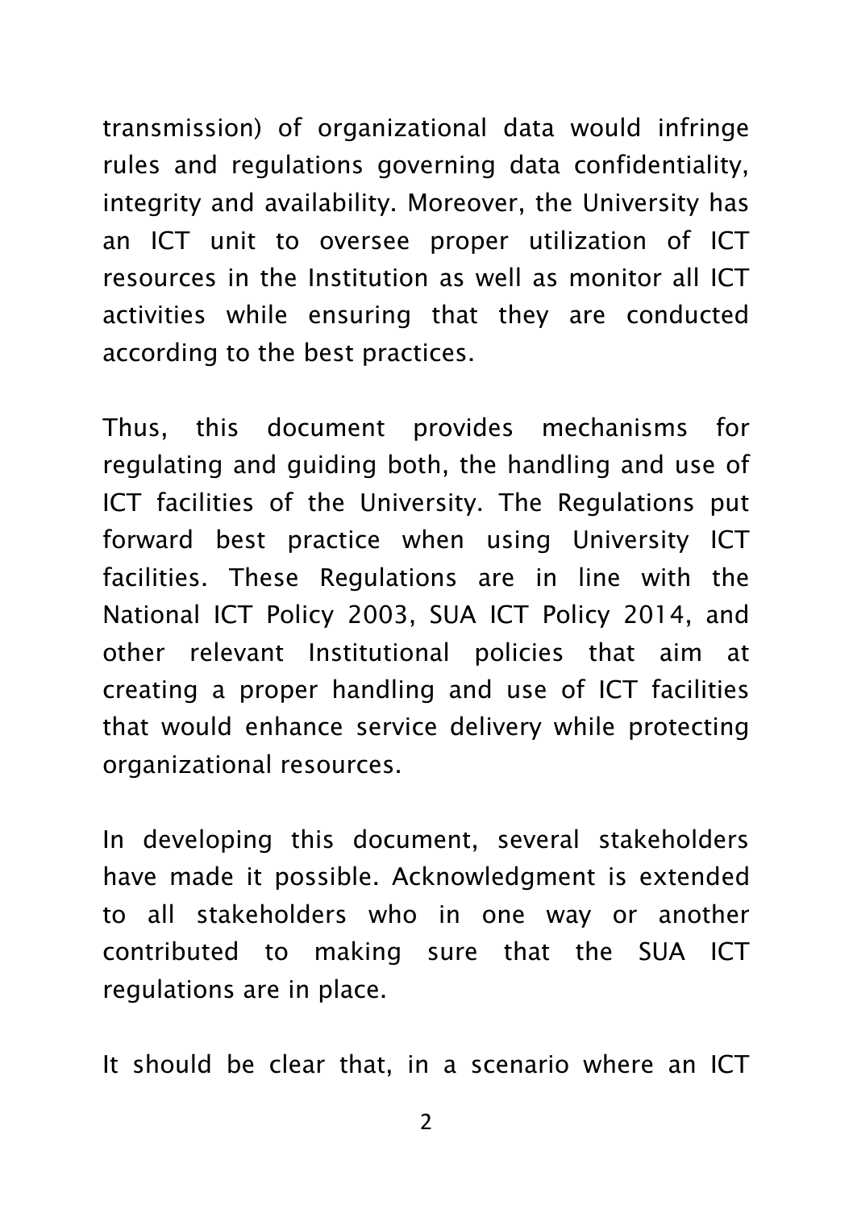transmission) of organizational data would infringe rules and regulations governing data confidentiality, integrity and availability. Moreover, the University has an ICT unit to oversee proper utilization of ICT resources in the Institution as well as monitor all ICT activities while ensuring that they are conducted according to the best practices.

Thus, this document provides mechanisms for regulating and guiding both, the handling and use of ICT facilities of the University. The Regulations put forward best practice when using University ICT facilities. These Regulations are in line with the National ICT Policy 2003, SUA ICT Policy 2014, and other relevant Institutional policies that aim at creating a proper handling and use of ICT facilities that would enhance service delivery while protecting organizational resources.

In developing this document, several stakeholders have made it possible. Acknowledgment is extended to all stakeholders who in one way or another contributed to making sure that the SUA ICT regulations are in place.

It should be clear that, in a scenario where an ICT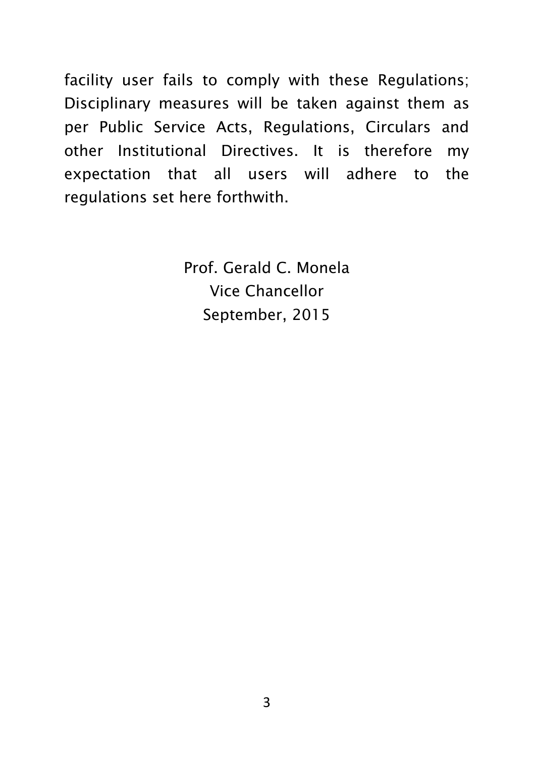facility user fails to comply with these Regulations; Disciplinary measures will be taken against them as per Public Service Acts, Regulations, Circulars and other Institutional Directives. It is therefore my expectation that all users will adhere to the regulations set here forthwith.

Prof. Gerald C. Monela  
Vice Chancellor  
September, 2015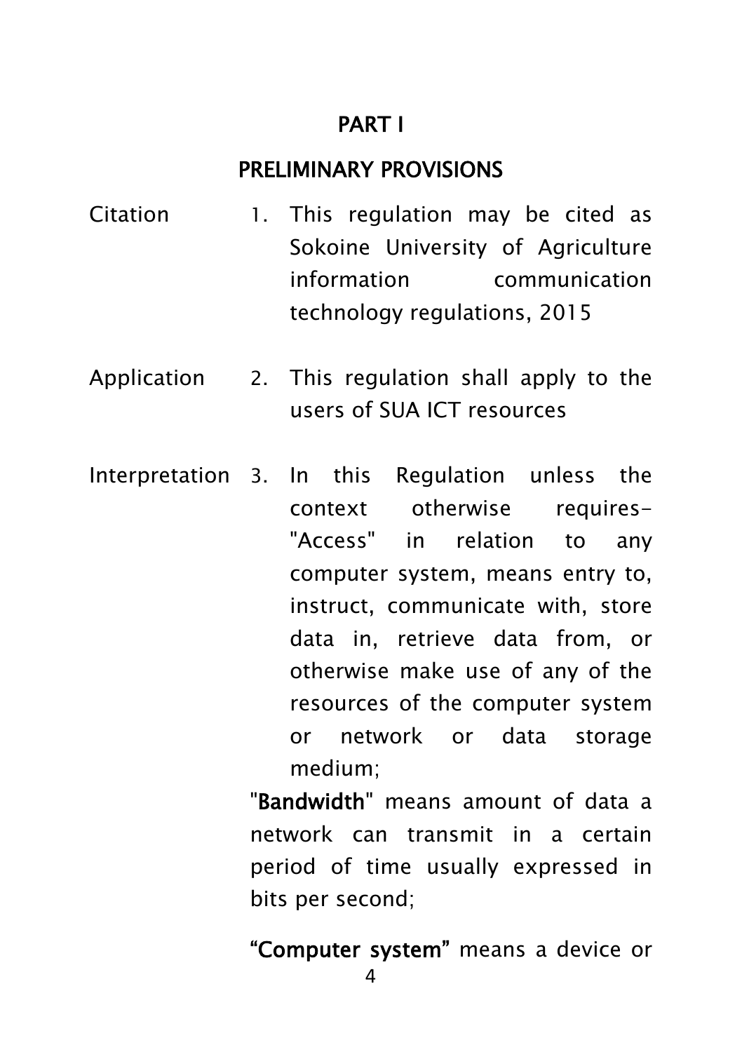## PART I

## PRELIMINARY PROVISIONS

Citation

1. This regulation may be cited as Sokoine University of Agriculture information communication technology regulations, 2015

Application

2. This regulation shall apply to the users of SUA ICT resources

Interpretation

3. In this Regulation unless the context otherwise requires- "Access" in relation to any computer system, means entry to, instruct, communicate with, store data in, retrieve data from, or otherwise make use of any of the resources of the computer system or network or data storage medium;

"**Bandwidth**" means amount of data a network can transmit in a certain period of time usually expressed in bits per second;

**"Computer system"** means a device or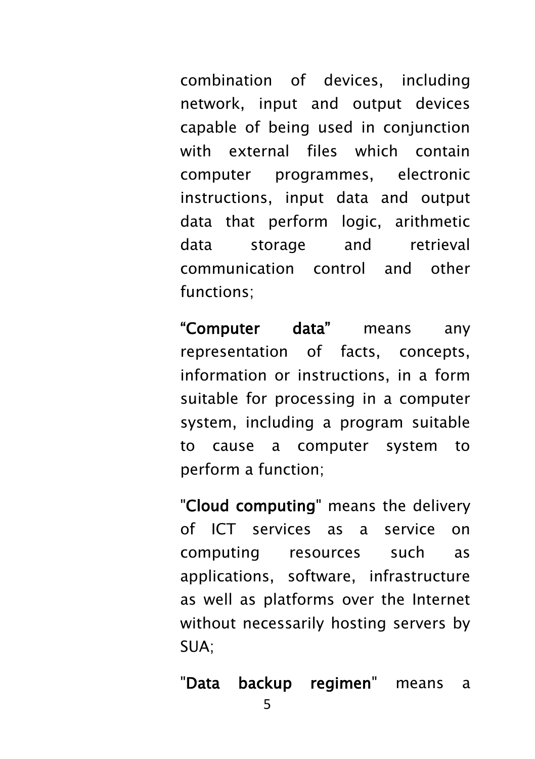combination of devices, including network, input and output devices capable of being used in conjunction with external files which contain computer programmes, electronic instructions, input data and output data that perform logic, arithmetic data storage and retrieval communication control and other functions;

**“Computer data”** means any representation of facts, concepts, information or instructions, in a form suitable for processing in a computer system, including a program suitable to cause a computer system to perform a function;

"**Cloud computing**" means the delivery of ICT services as a service on computing resources such as applications, software, infrastructure as well as platforms over the Internet without necessarily hosting servers by SUA;

"**Data backup regimen**" means a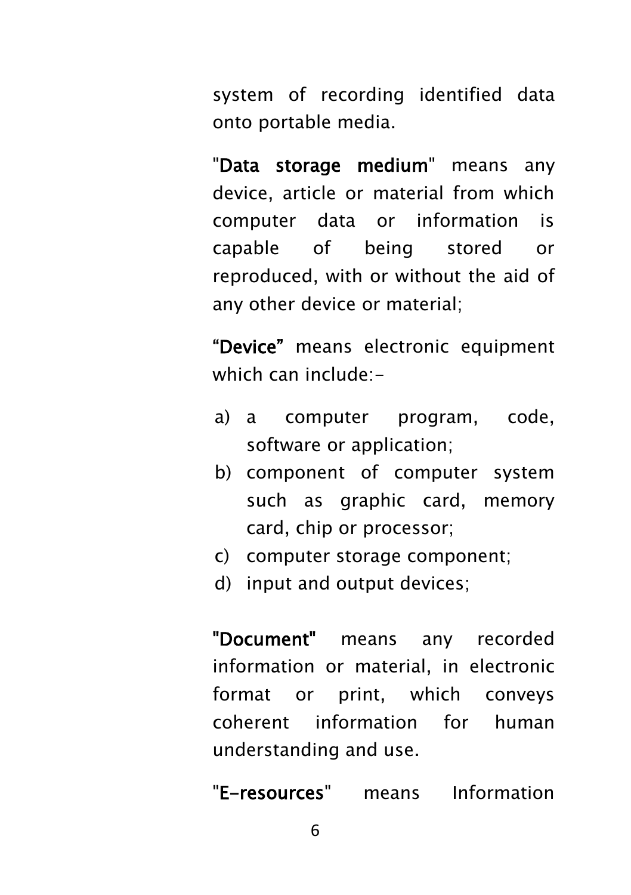system of recording identified data onto portable media.

"**Data storage medium**" means any device, article or material from which computer data or information is capable of being stored or reproduced, with or without the aid of any other device or material;

**"Device"** means electronic equipment which can include:-

a) a computer program, code, software or application;
b) component of computer system such as graphic card, memory card, chip or processor;
c) computer storage component;
d) input and output devices;

**"Document"** means any recorded information or material, in electronic format or print, which conveys coherent information for human understanding and use.

"**E-resources**" means Information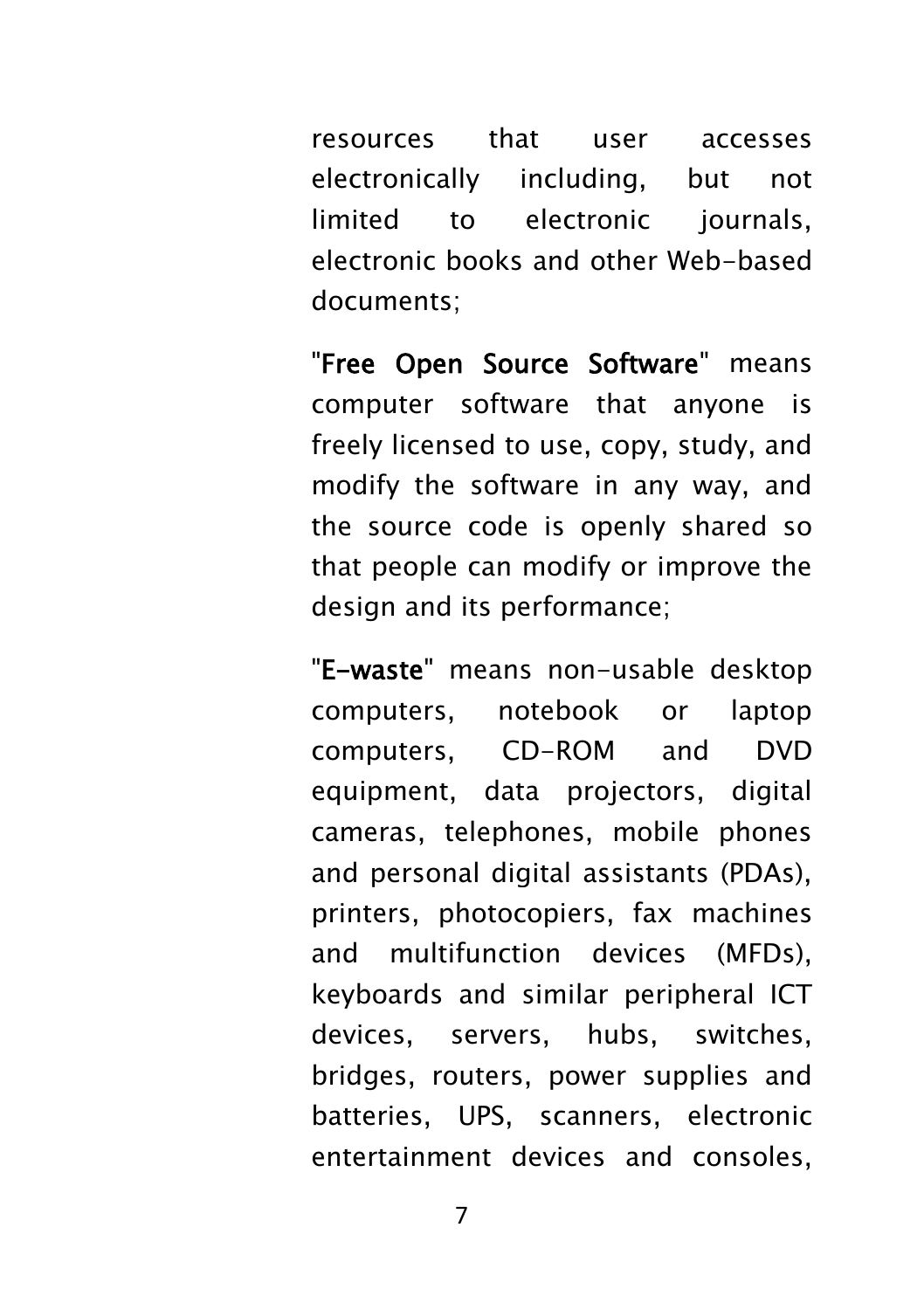resources that user accesses electronically including, but not limited to electronic journals, electronic books and other Web-based documents;

"**Free Open Source Software**" means computer software that anyone is freely licensed to use, copy, study, and modify the software in any way, and the source code is openly shared so that people can modify or improve the design and its performance;

"**E-waste**" means non-usable desktop computers, notebook or laptop computers, CD-ROM and DVD equipment, data projectors, digital cameras, telephones, mobile phones and personal digital assistants (PDAs), printers, photocopiers, fax machines and multifunction devices (MFDs), keyboards and similar peripheral ICT devices, servers, hubs, switches, bridges, routers, power supplies and batteries, UPS, scanners, electronic entertainment devices and consoles,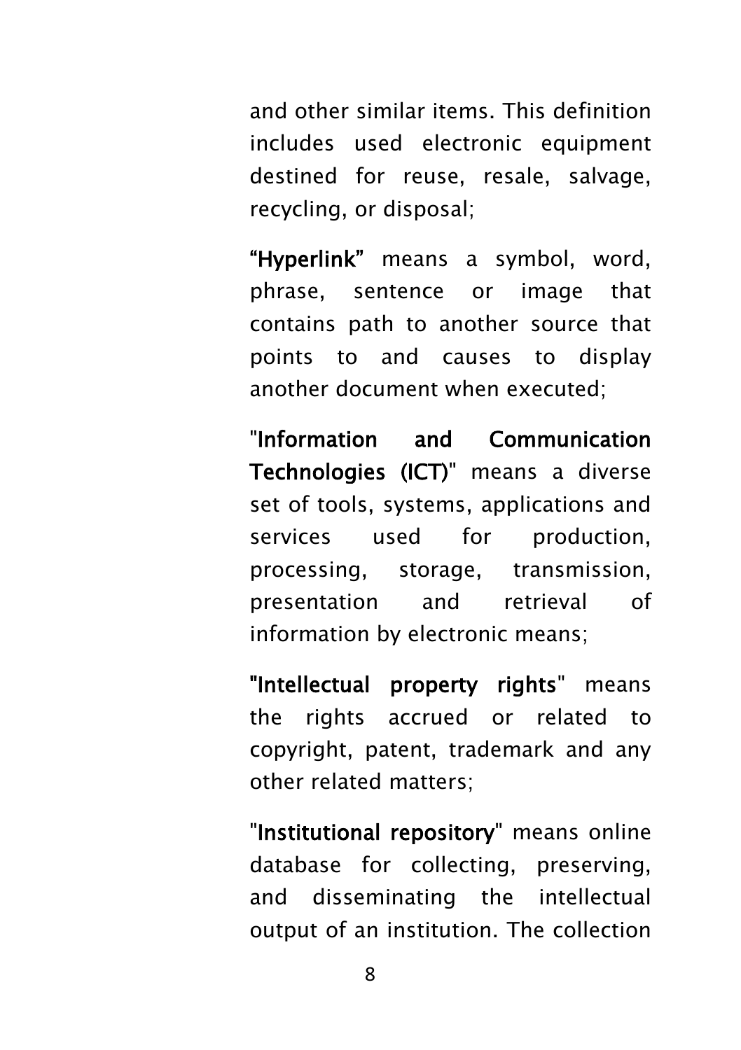and other similar items. This definition includes used electronic equipment destined for reuse, resale, salvage, recycling, or disposal;

**"Hyperlink"** means a symbol, word, phrase, sentence or image that contains path to another source that points to and causes to display another document when executed;

"**Information and Communication Technologies (ICT)**" means a diverse set of tools, systems, applications and services used for production, processing, storage, transmission, presentation and retrieval of information by electronic means;

**"Intellectual property rights**" means the rights accrued or related to copyright, patent, trademark and any other related matters;

"**Institutional repository**" means online database for collecting, preserving, and disseminating the intellectual output of an institution. The collection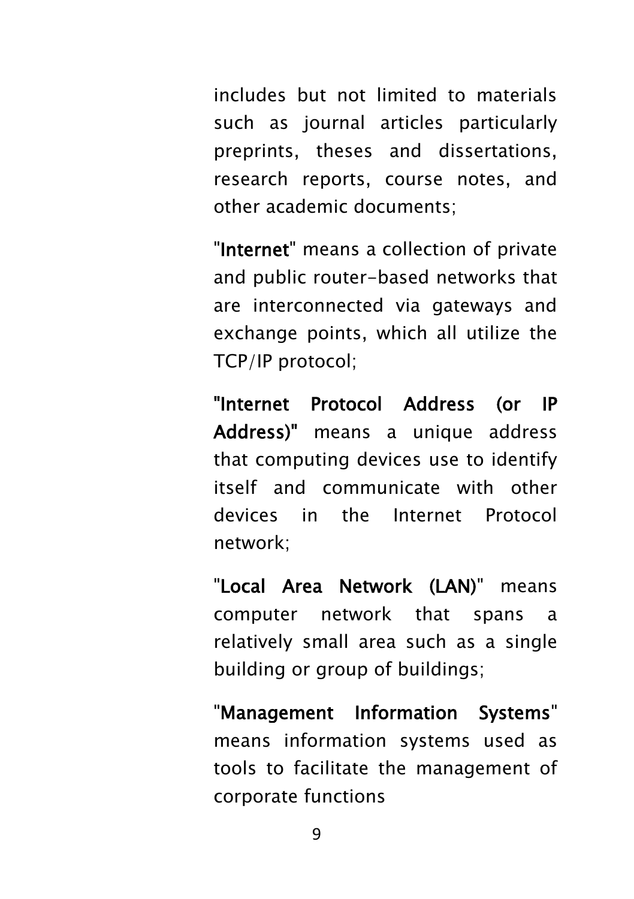includes but not limited to materials such as journal articles particularly preprints, theses and dissertations, research reports, course notes, and other academic documents;

"**Internet**" means a collection of private and public router-based networks that are interconnected via gateways and exchange points, which all utilize the TCP/IP protocol;

**"Internet Protocol Address (or IP Address)"** means a unique address that computing devices use to identify itself and communicate with other devices in the Internet Protocol network;

"**Local Area Network (LAN)**" means computer network that spans a relatively small area such as a single building or group of buildings;

"**Management Information Systems**" means information systems used as tools to facilitate the management of corporate functions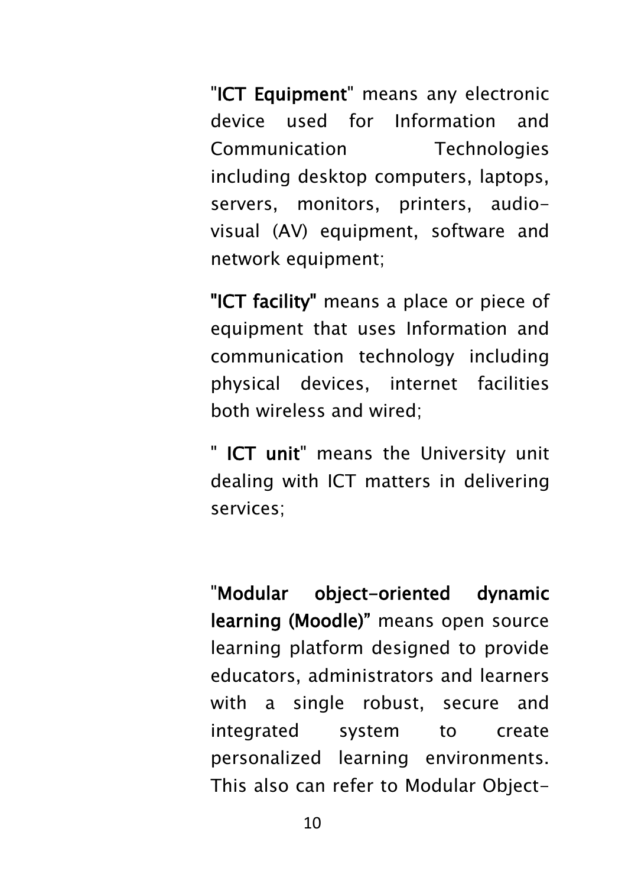"**ICT Equipment**" means any electronic device used for Information and Communication Technologies including desktop computers, laptops, servers, monitors, printers, audio-visual (AV) equipment, software and network equipment;

**"ICT facility"** means a place or piece of equipment that uses Information and communication technology including physical devices, internet facilities both wireless and wired;

" **ICT unit**" means the University unit dealing with ICT matters in delivering services;

"**Modular object-oriented dynamic learning (Moodle)**" means open source learning platform designed to provide educators, administrators and learners with a single robust, secure and integrated system to create personalized learning environments. This also can refer to Modular Object-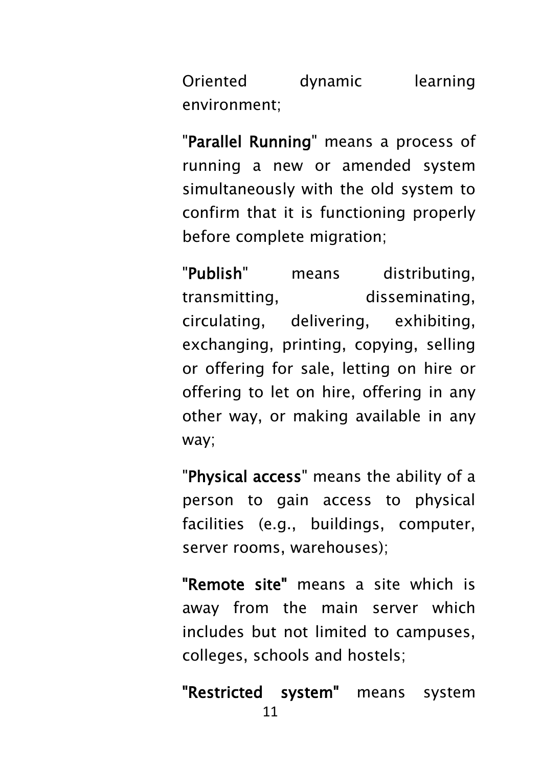Oriented dynamic learning environment;

"**Parallel Running**" means a process of running a new or amended system simultaneously with the old system to confirm that it is functioning properly before complete migration;

"**Publish**" means distributing, transmitting, disseminating, circulating, delivering, exhibiting, exchanging, printing, copying, selling or offering for sale, letting on hire or offering to let on hire, offering in any other way, or making available in any way;

"**Physical access**" means the ability of a person to gain access to physical facilities (e.g., buildings, computer, server rooms, warehouses);

**"Remote site"** means a site which is away from the main server which includes but not limited to campuses, colleges, schools and hostels;

**"Restricted system"** means system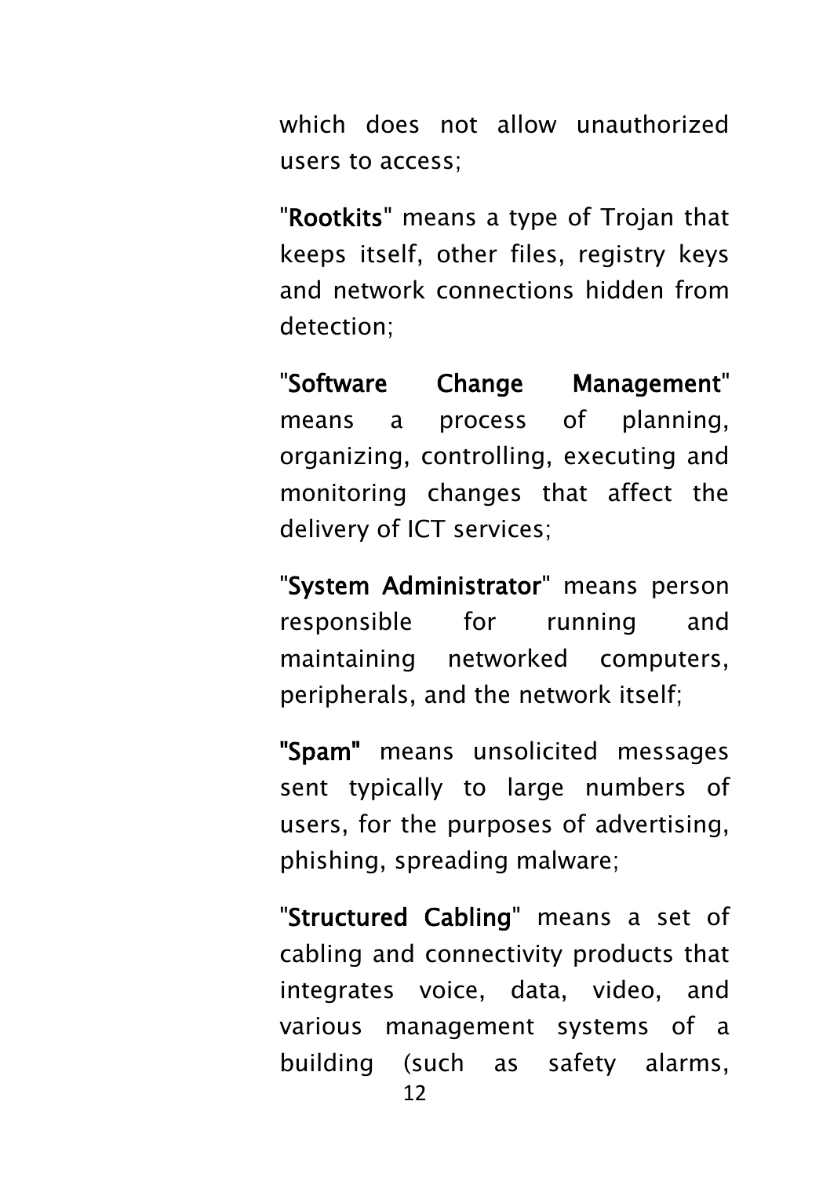which does not allow unauthorized users to access;

"**Rootkits**" means a type of Trojan that keeps itself, other files, registry keys and network connections hidden from detection;

"**Software Change Management**" means a process of planning, organizing, controlling, executing and monitoring changes that affect the delivery of ICT services;

"**System Administrator**" means person responsible for running and maintaining networked computers, peripherals, and the network itself;

**"Spam"** means unsolicited messages sent typically to large numbers of users, for the purposes of advertising, phishing, spreading malware;

"**Structured Cabling**" means a set of cabling and connectivity products that integrates voice, data, video, and various management systems of a building (such as safety alarms,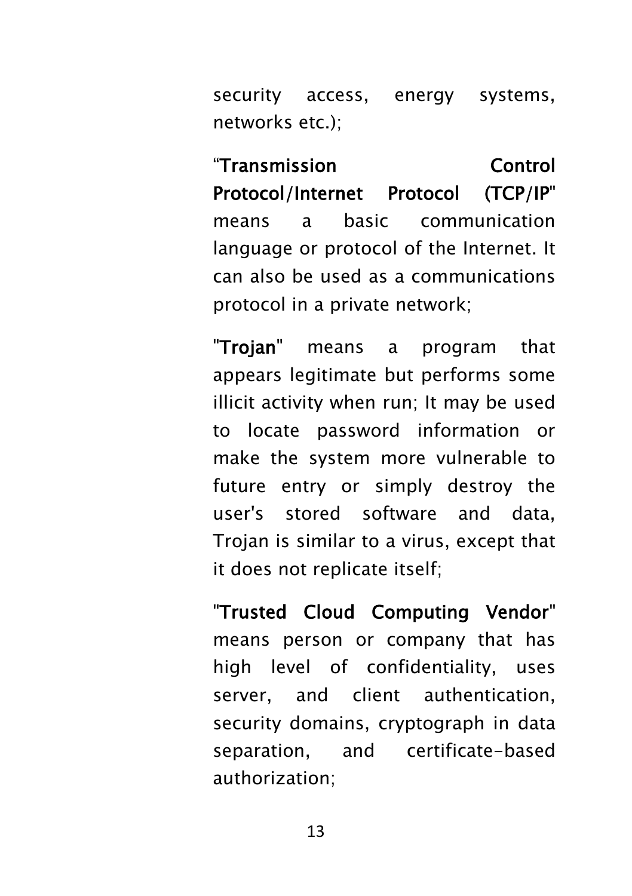security access, energy systems, networks etc.);

“**Transmission Control Protocol/Internet Protocol (TCP/IP**" means a basic communication language or protocol of the Internet. It can also be used as a communications protocol in a private network;

"**Trojan**" means a program that appears legitimate but performs some illicit activity when run; It may be used to locate password information or make the system more vulnerable to future entry or simply destroy the user's stored software and data, Trojan is similar to a virus, except that it does not replicate itself;

"**Trusted Cloud Computing Vendor**" means person or company that has high level of confidentiality, uses server, and client authentication, security domains, cryptograph in data separation, and certificate-based authorization;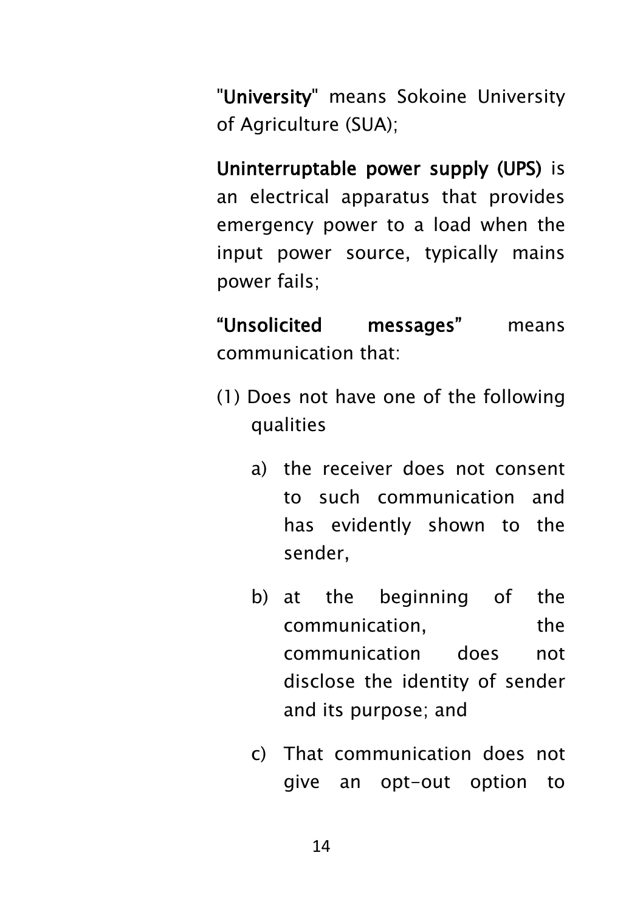"**University**" means Sokoine University of Agriculture (SUA);

**Uninterruptable power supply (UPS)** is an electrical apparatus that provides emergency power to a load when the input power source, typically mains power fails;

**"Unsolicited messages"** means communication that:

(1) Does not have one of the following qualities

   a) the receiver does not consent to such communication and has evidently shown to the sender,

   b) at the beginning of the communication, the communication does not disclose the identity of sender and its purpose; and

   c) That communication does not give an opt-out option to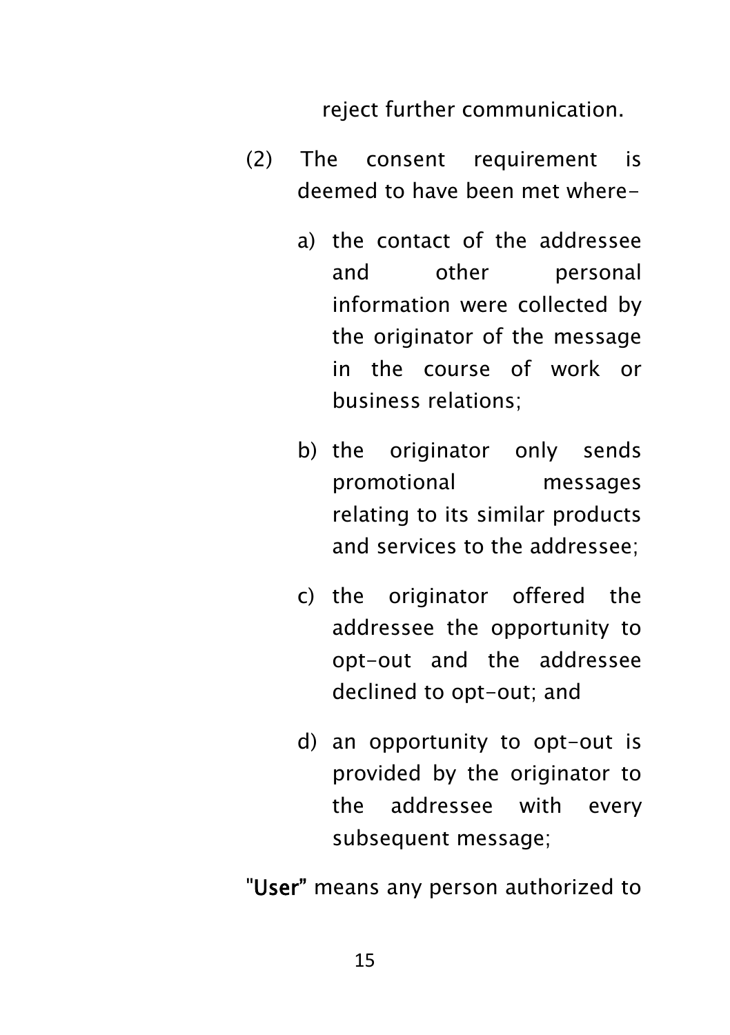reject further communication.

(2) The consent requirement is deemed to have been met where-

a) the contact of the addressee and other personal information were collected by the originator of the message in the course of work or business relations;

b) the originator only sends promotional messages relating to its similar products and services to the addressee;

c) the originator offered the addressee the opportunity to opt-out and the addressee declined to opt-out; and

d) an opportunity to opt-out is provided by the originator to the addressee with every subsequent message;

"**User**" means any person authorized to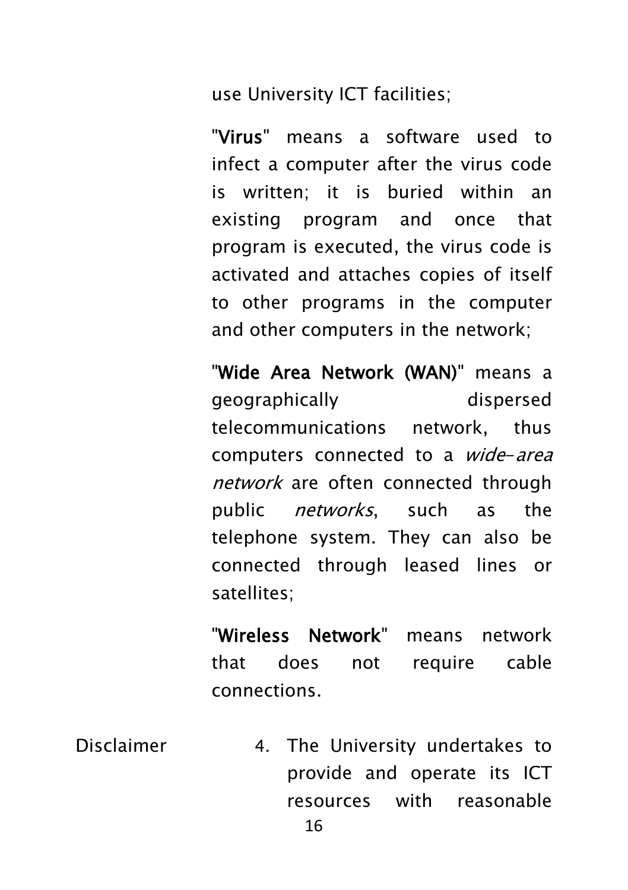use University ICT facilities;

"**Virus**" means a software used to infect a computer after the virus code is written; it is buried within an existing program and once that program is executed, the virus code is activated and attaches copies of itself to other programs in the computer and other computers in the network;

"**Wide Area Network (WAN)**" means a geographically dispersed telecommunications network, thus computers connected to a *wide-area network* are often connected through public *networks*, such as the telephone system. They can also be connected through leased lines or satellites;

"**Wireless Network**" means network that does not require cable connections.

Disclaimer

4. The University undertakes to provide and operate its ICT resources with reasonable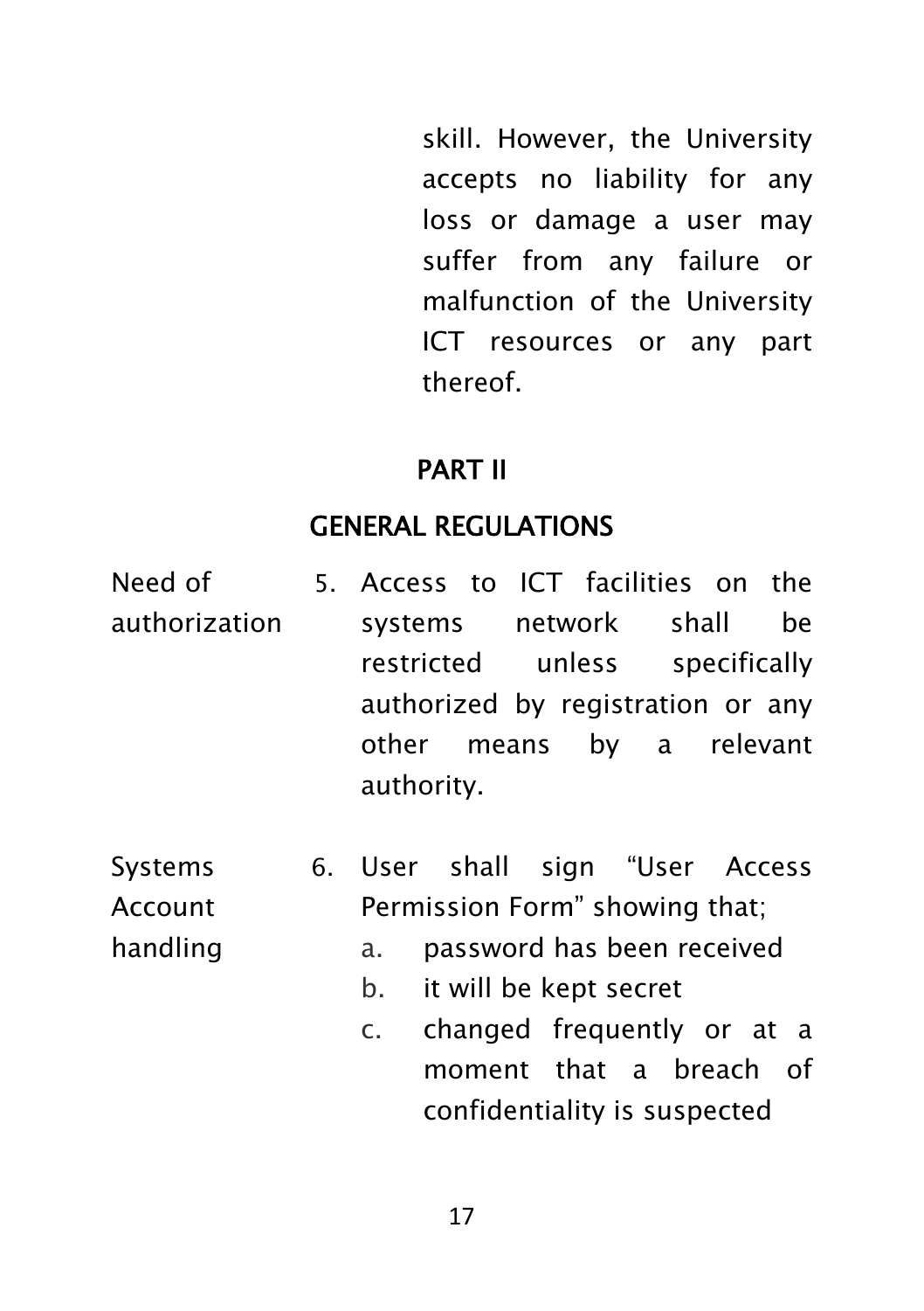skill. However, the University accepts no liability for any loss or damage a user may suffer from any failure or malfunction of the University ICT resources or any part thereof.

## PART II

## GENERAL REGULATIONS

**Need of authorization**

5. Access to ICT facilities on the systems network shall be restricted unless specifically authorized by registration or any other means by a relevant authority.

**Systems Account handling**

6. User shall sign "User Access Permission Form" showing that;
   a. password has been received
   b. it will be kept secret
   c. changed frequently or at a moment that a breach of confidentiality is suspected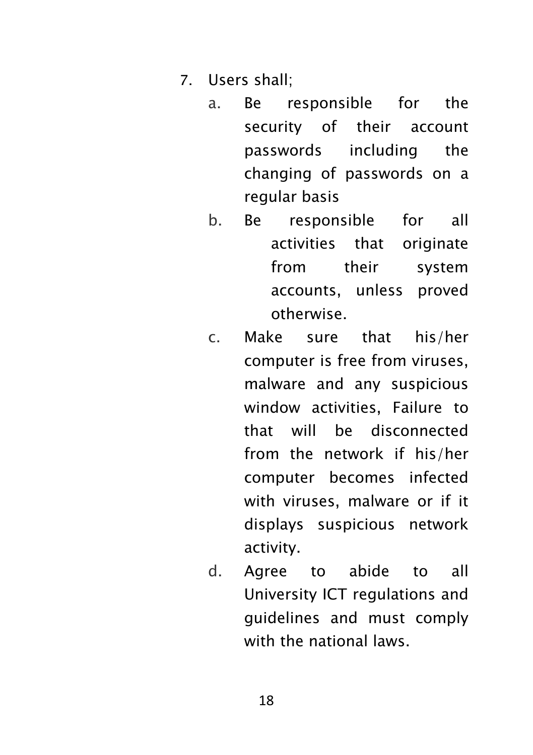7. Users shall;
    a. Be responsible for the security of their account passwords including the changing of passwords on a regular basis
    b. Be responsible for all activities that originate from their system accounts, unless proved otherwise.
    c. Make sure that his/her computer is free from viruses, malware and any suspicious window activities, Failure to that will be disconnected from the network if his/her computer becomes infected with viruses, malware or if it displays suspicious network activity.
    d. Agree to abide to all University ICT regulations and guidelines and must comply with the national laws.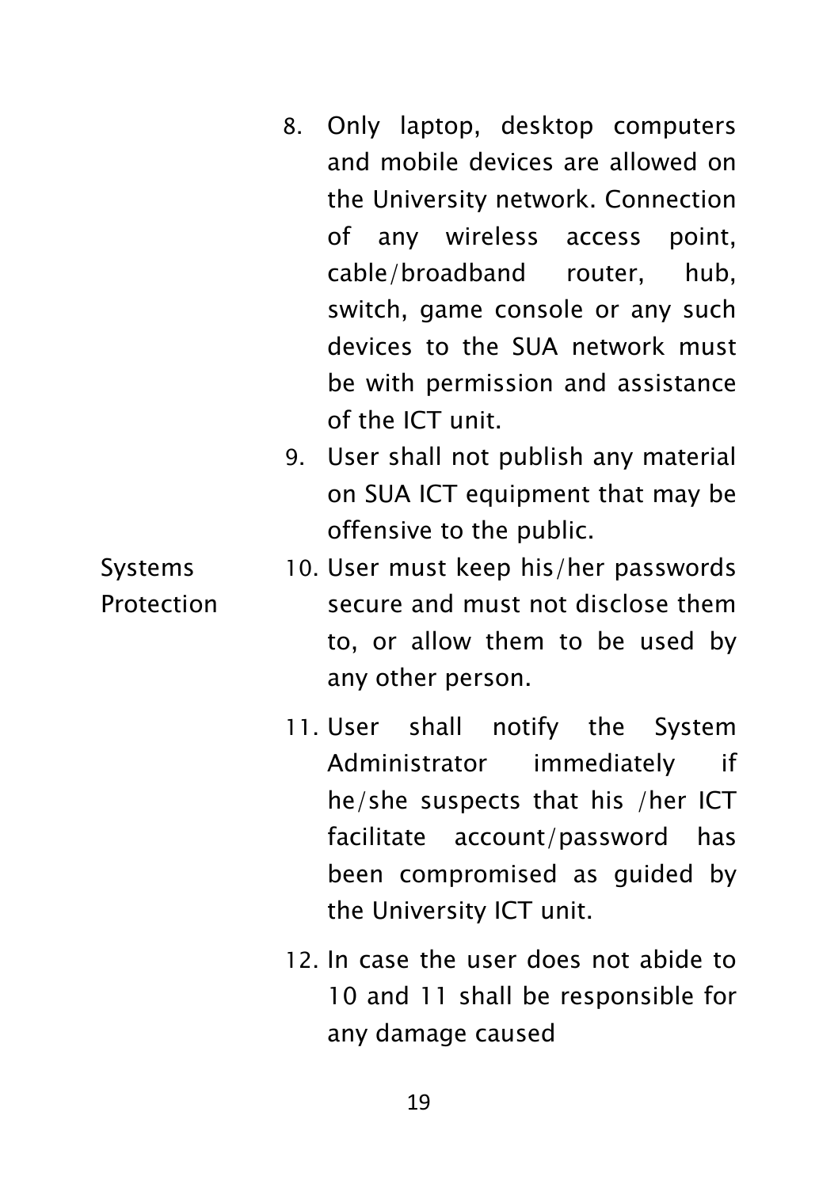8. Only laptop, desktop computers and mobile devices are allowed on the University network. Connection of any wireless access point, cable/broadband router, hub, switch, game console or any such devices to the SUA network must be with permission and assistance of the ICT unit.
9. User shall not publish any material on SUA ICT equipment that may be offensive to the public.

**Systems Protection**

10. User must keep his/her passwords secure and must not disclose them to, or allow them to be used by any other person.
11. User shall notify the System Administrator immediately if he/she suspects that his /her ICT facilitate account/password has been compromised as guided by the University ICT unit.
12. In case the user does not abide to 10 and 11 shall be responsible for any damage caused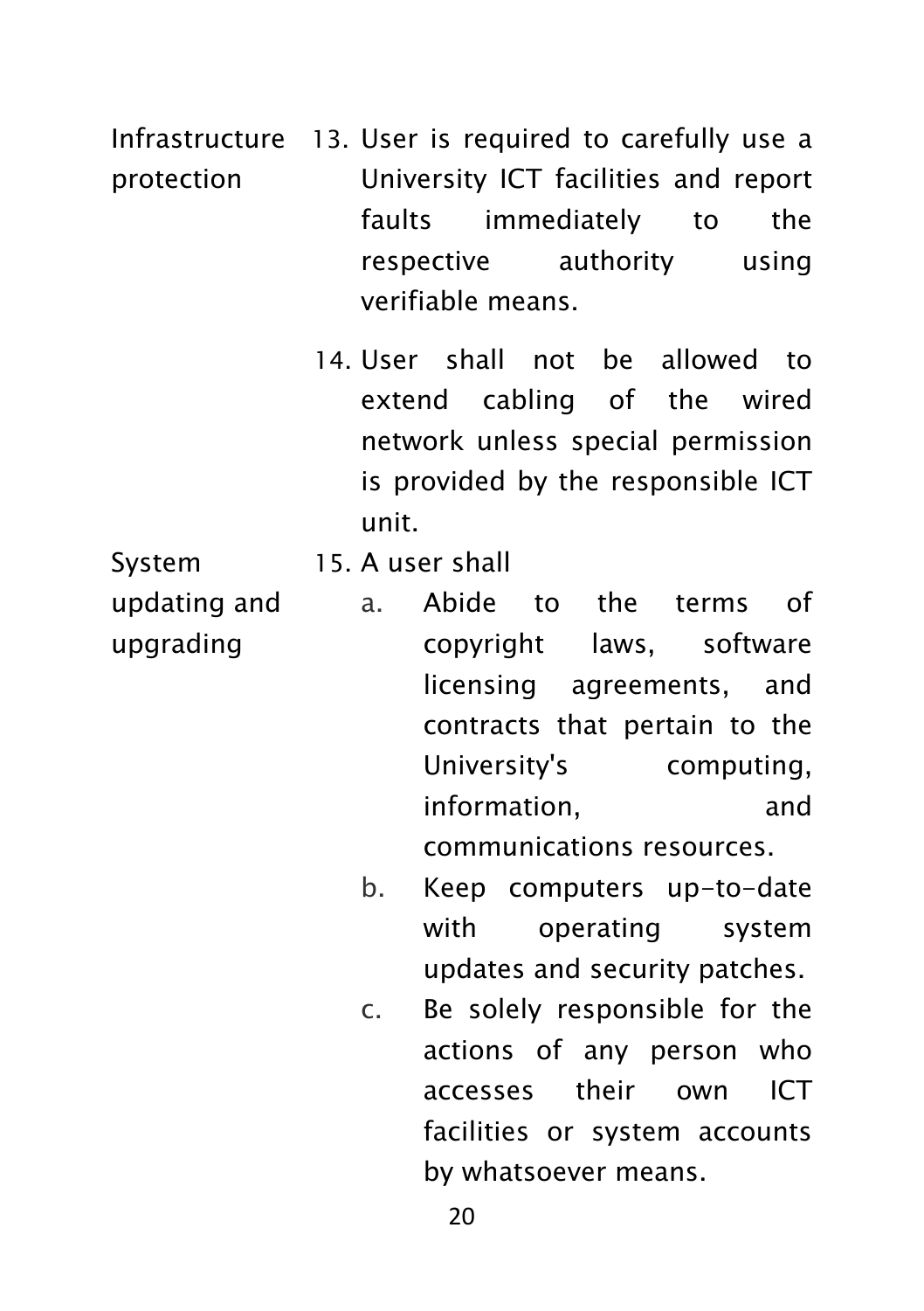| | |
|---|---|
| Infrastructure protection | 13. User is required to carefully use a University ICT facilities and report faults immediately to the respective authority using verifiable means. |
| | 14. User shall not be allowed to extend cabling of the wired network unless special permission is provided by the responsible ICT unit. |
| System updating and upgrading | 15. A user shall<br>a. Abide to the terms of copyright laws, software licensing agreements, and contracts that pertain to the University's computing, information, and communications resources.<br>b. Keep computers up-to-date with operating system updates and security patches.<br>c. Be solely responsible for the actions of any person who accesses their own ICT facilities or system accounts by whatsoever means. |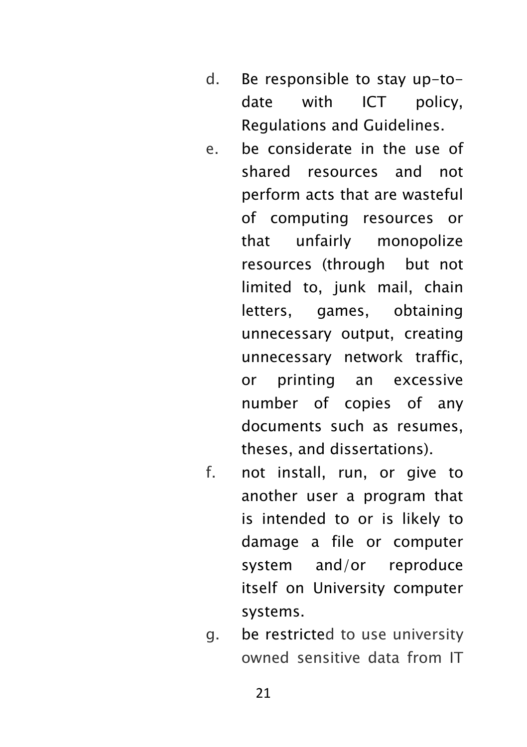d. Be responsible to stay up-to-date with ICT policy, Regulations and Guidelines.

e. be considerate in the use of shared resources and not perform acts that are wasteful of computing resources or that unfairly monopolize resources (through but not limited to, junk mail, chain letters, games, obtaining unnecessary output, creating unnecessary network traffic, or printing an excessive number of copies of any documents such as resumes, theses, and dissertations).

f. not install, run, or give to another user a program that is intended to or is likely to damage a file or computer system and/or reproduce itself on University computer systems.

g. be restricted to use university owned sensitive data from IT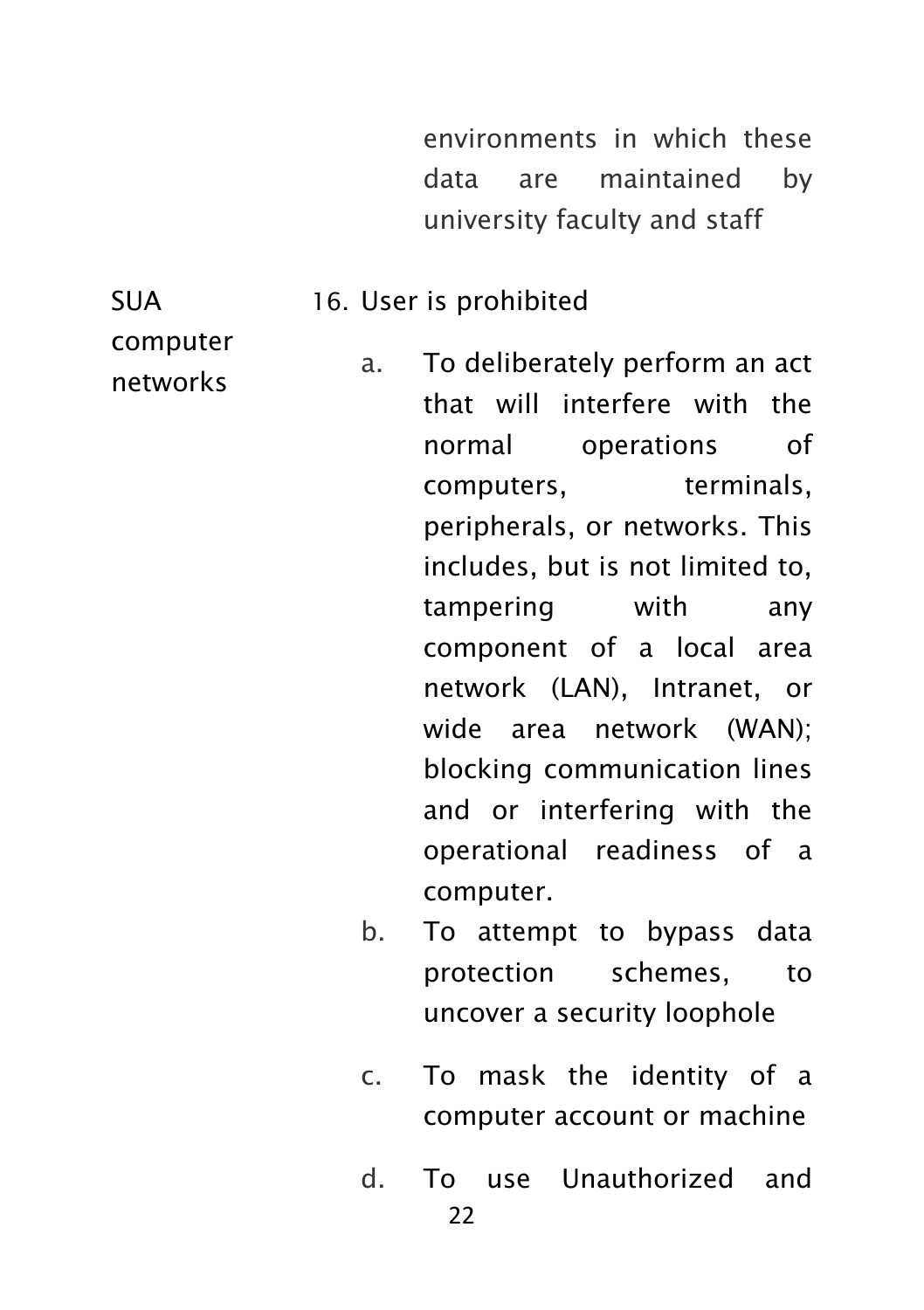environments in which these data are maintained by university faculty and staff

SUA computer networks

16. User is prohibited

    a. To deliberately perform an act that will interfere with the normal operations of computers, terminals, peripherals, or networks. This includes, but is not limited to, tampering with any component of a local area network (LAN), Intranet, or wide area network (WAN); blocking communication lines and or interfering with the operational readiness of a computer.
    b. To attempt to bypass data protection schemes, to uncover a security loophole
    c. To mask the identity of a computer account or machine
    d. To use Unauthorized and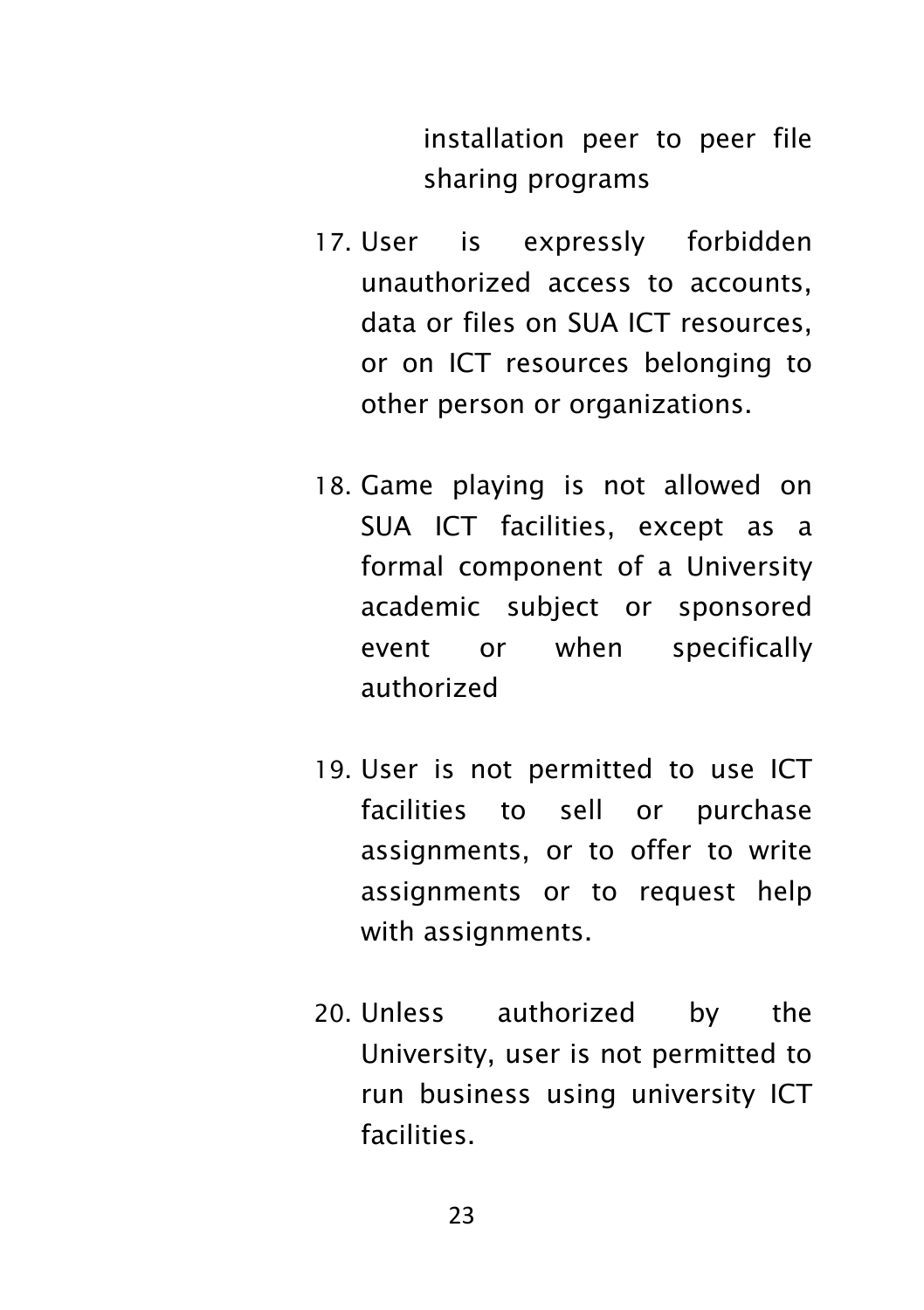installation peer to peer file sharing programs

17. User is expressly forbidden unauthorized access to accounts, data or files on SUA ICT resources, or on ICT resources belonging to other person or organizations.

18. Game playing is not allowed on SUA ICT facilities, except as a formal component of a University academic subject or sponsored event or when specifically authorized

19. User is not permitted to use ICT facilities to sell or purchase assignments, or to offer to write assignments or to request help with assignments.

20. Unless authorized by the University, user is not permitted to run business using university ICT facilities.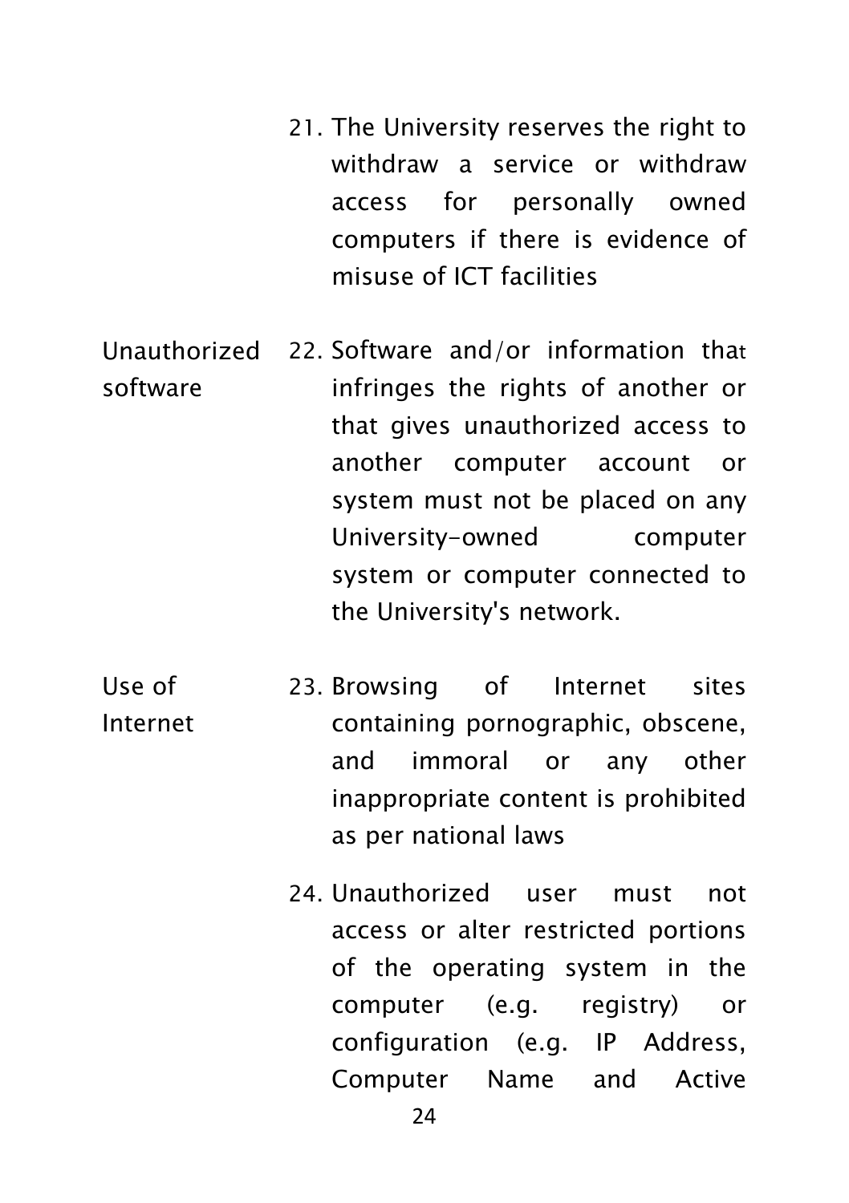21. The University reserves the right to withdraw a service or withdraw access for personally owned computers if there is evidence of misuse of ICT facilities

**Unauthorized software**

22. Software and/or information that infringes the rights of another or that gives unauthorized access to another computer account or system must not be placed on any University-owned computer system or computer connected to the University's network.

**Use of Internet**

23. Browsing of Internet sites containing pornographic, obscene, and immoral or any other inappropriate content is prohibited as per national laws

24. Unauthorized user must not access or alter restricted portions of the operating system in the computer (e.g. registry) or configuration (e.g. IP Address, Computer Name and Active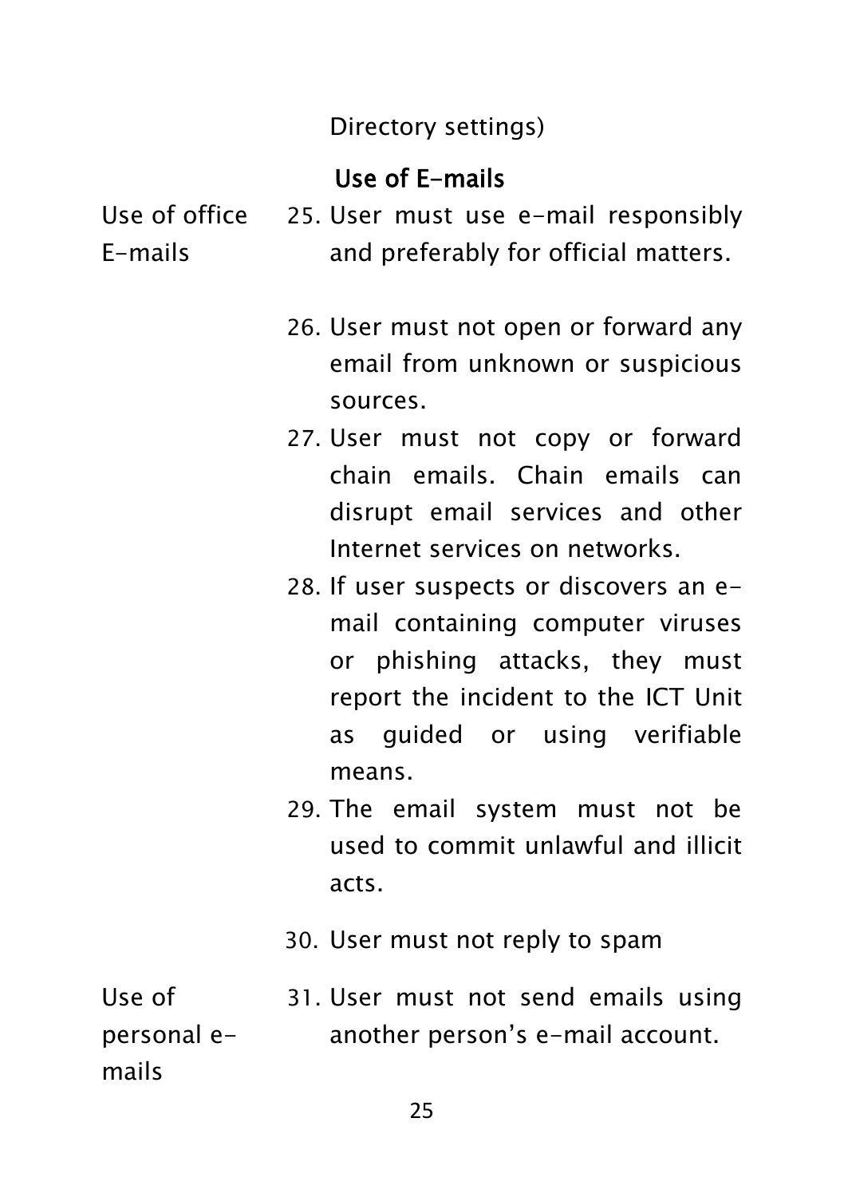Directory settings)

## Use of E-mails

**Use of office E-mails**

25. User must use e-mail responsibly and preferably for official matters.

26. User must not open or forward any email from unknown or suspicious sources.
27. User must not copy or forward chain emails. Chain emails can disrupt email services and other Internet services on networks.
28. If user suspects or discovers an e-mail containing computer viruses or phishing attacks, they must report the incident to the ICT Unit as guided or using verifiable means.
29. The email system must not be used to commit unlawful and illicit acts.

30. User must not reply to spam

**Use of personal e-mails**

31. User must not send emails using another person's e-mail account.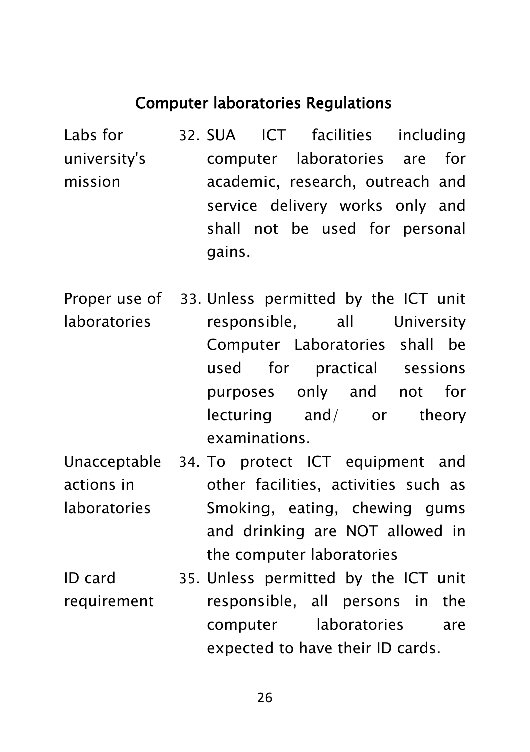## Computer laboratories Regulations

| | |
|---|---|
| Labs for university's mission | 32. SUA ICT facilities including computer laboratories are for academic, research, outreach and service delivery works only and shall not be used for personal gains. |
| Proper use of laboratories | 33. Unless permitted by the ICT unit responsible, all University Computer Laboratories shall be used for practical sessions purposes only and not for lecturing and/ or theory examinations. |
| Unacceptable actions in laboratories | 34. To protect ICT equipment and other facilities, activities such as Smoking, eating, chewing gums and drinking are NOT allowed in the computer laboratories |
| ID card requirement | 35. Unless permitted by the ICT unit responsible, all persons in the computer laboratories are expected to have their ID cards. |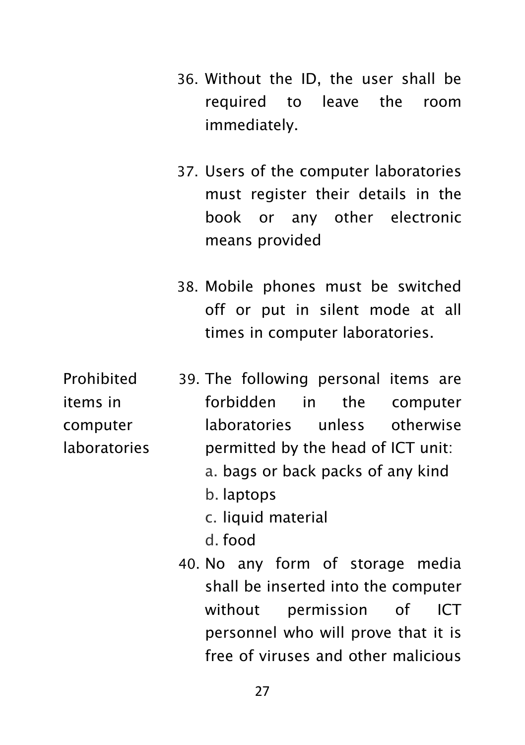36. Without the ID, the user shall be required to leave the room immediately.

37. Users of the computer laboratories must register their details in the book or any other electronic means provided

38. Mobile phones must be switched off or put in silent mode at all times in computer laboratories.

**Prohibited items in computer laboratories**

39. The following personal items are forbidden in the computer laboratories unless otherwise permitted by the head of ICT unit:
    a. bags or back packs of any kind
    b. laptops
    c. liquid material
    d. food

40. No any form of storage media shall be inserted into the computer without permission of ICT personnel who will prove that it is free of viruses and other malicious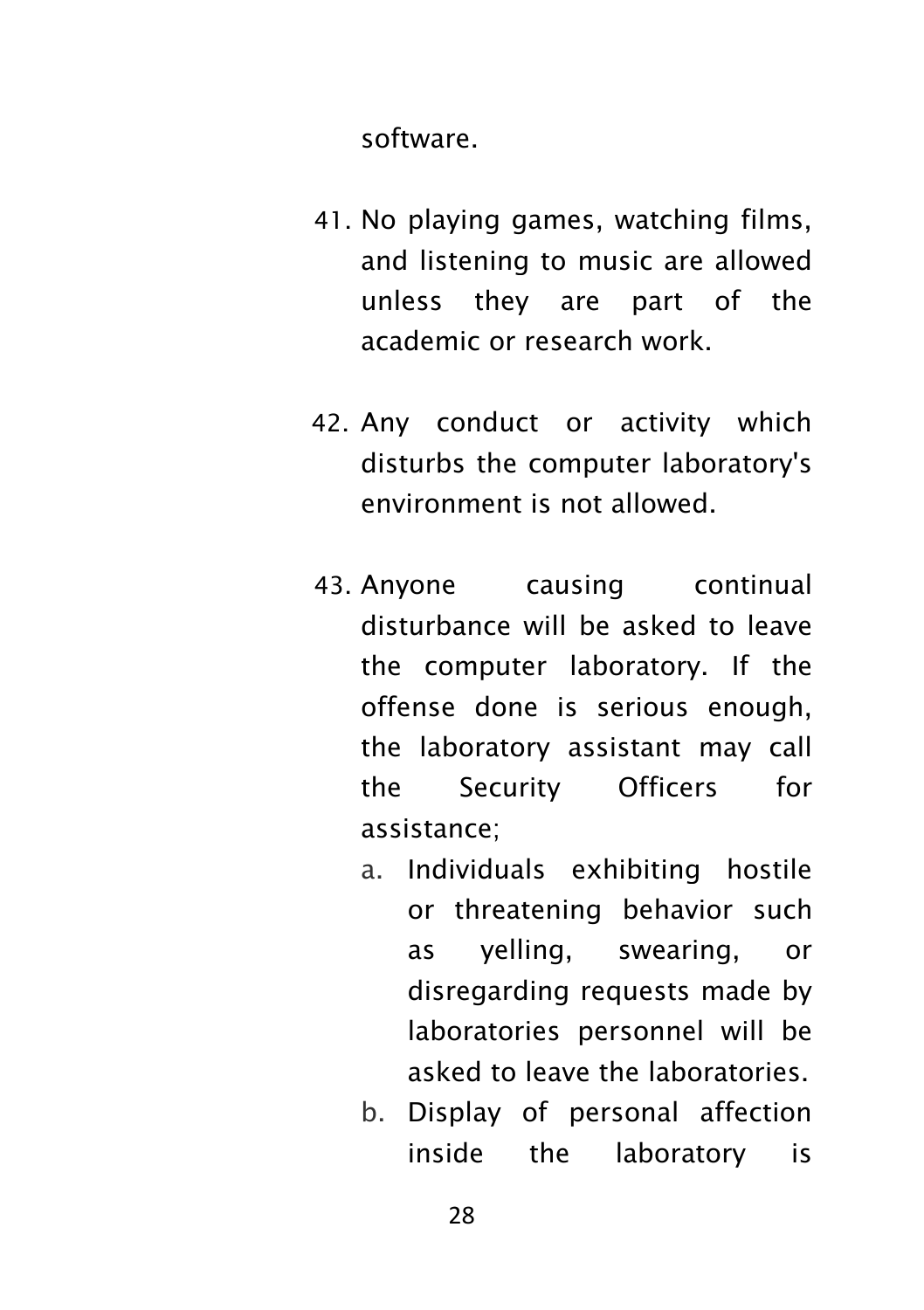software.

41. No playing games, watching films, and listening to music are allowed unless they are part of the academic or research work.

42. Any conduct or activity which disturbs the computer laboratory's environment is not allowed.

43. Anyone causing continual disturbance will be asked to leave the computer laboratory. If the offense done is serious enough, the laboratory assistant may call the Security Officers for assistance;
    a. Individuals exhibiting hostile or threatening behavior such as yelling, swearing, or disregarding requests made by laboratories personnel will be asked to leave the laboratories.
    b. Display of personal affection inside the laboratory is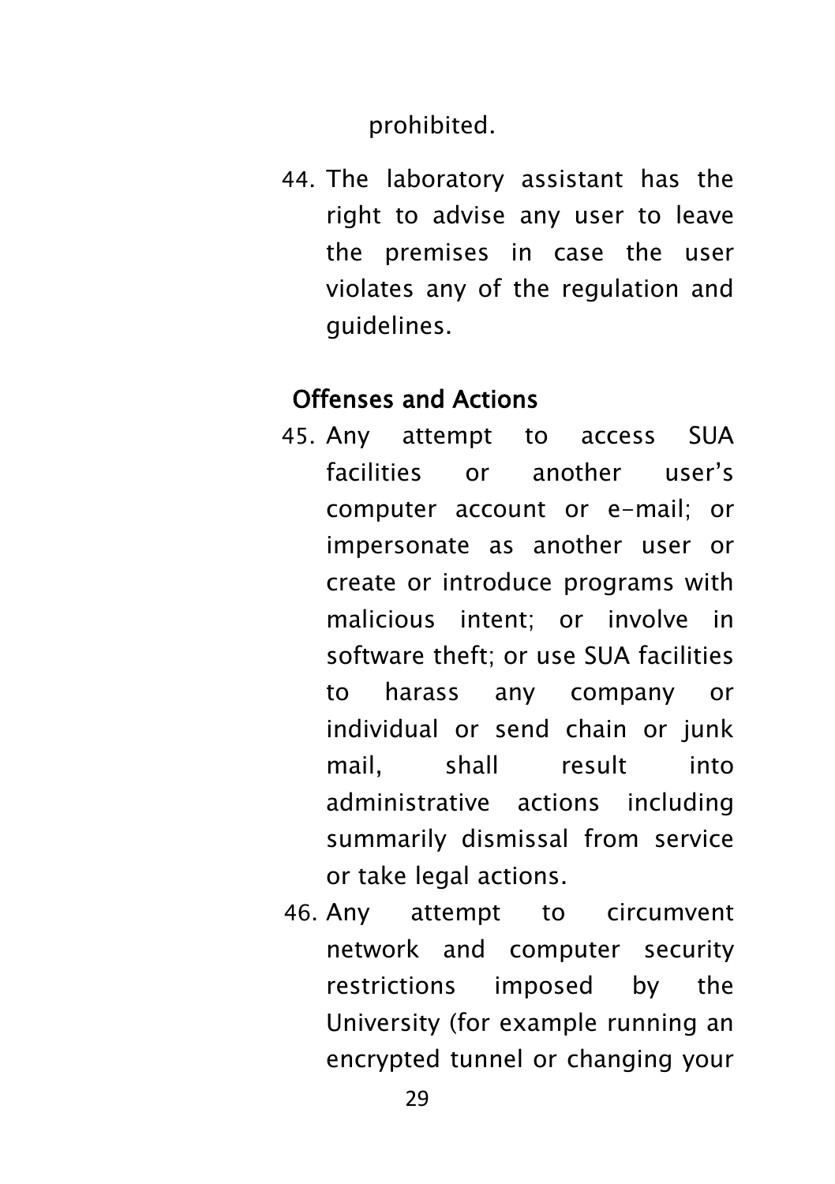prohibited.

44. The laboratory assistant has the right to advise any user to leave the premises in case the user violates any of the regulation and guidelines.

## Offenses and Actions

45. Any attempt to access SUA facilities or another user's computer account or e-mail; or impersonate as another user or create or introduce programs with malicious intent; or involve in software theft; or use SUA facilities to harass any company or individual or send chain or junk mail, shall result into administrative actions including summarily dismissal from service or take legal actions.
46. Any attempt to circumvent network and computer security restrictions imposed by the University (for example running an encrypted tunnel or changing your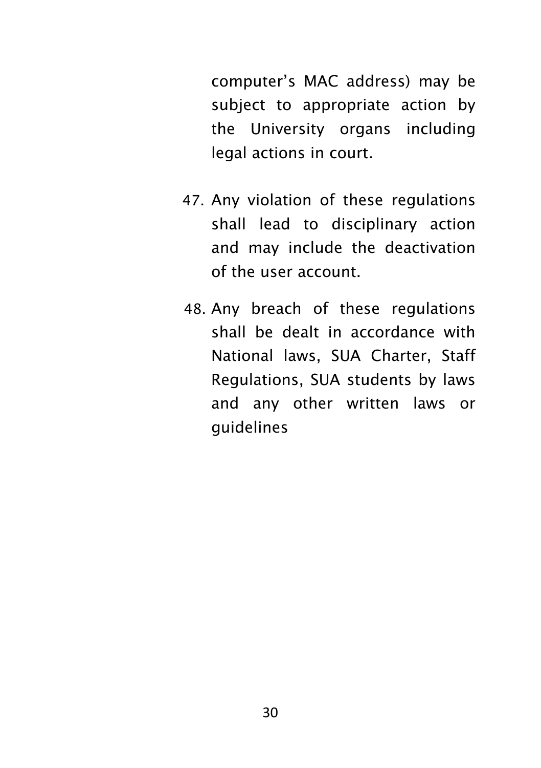computer's MAC address) may be subject to appropriate action by the University organs including legal actions in court.

47. Any violation of these regulations shall lead to disciplinary action and may include the deactivation of the user account.

48. Any breach of these regulations shall be dealt in accordance with National laws, SUA Charter, Staff Regulations, SUA students by laws and any other written laws or guidelines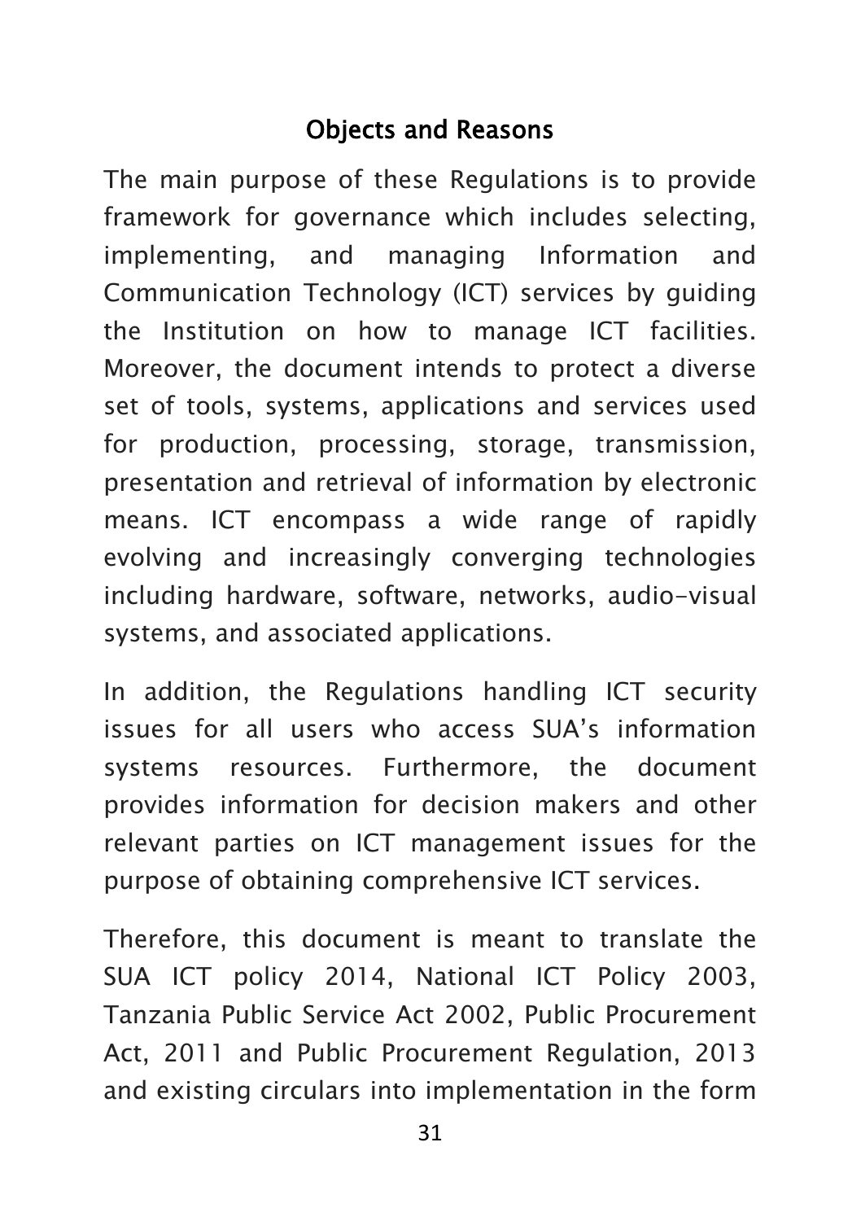## Objects and Reasons

The main purpose of these Regulations is to provide framework for governance which includes selecting, implementing, and managing Information and Communication Technology (ICT) services by guiding the Institution on how to manage ICT facilities. Moreover, the document intends to protect a diverse set of tools, systems, applications and services used for production, processing, storage, transmission, presentation and retrieval of information by electronic means. ICT encompass a wide range of rapidly evolving and increasingly converging technologies including hardware, software, networks, audio-visual systems, and associated applications.

In addition, the Regulations handling ICT security issues for all users who access SUA's information systems resources. Furthermore, the document provides information for decision makers and other relevant parties on ICT management issues for the purpose of obtaining comprehensive ICT services.

Therefore, this document is meant to translate the SUA ICT policy 2014, National ICT Policy 2003, Tanzania Public Service Act 2002, Public Procurement Act, 2011 and Public Procurement Regulation, 2013 and existing circulars into implementation in the form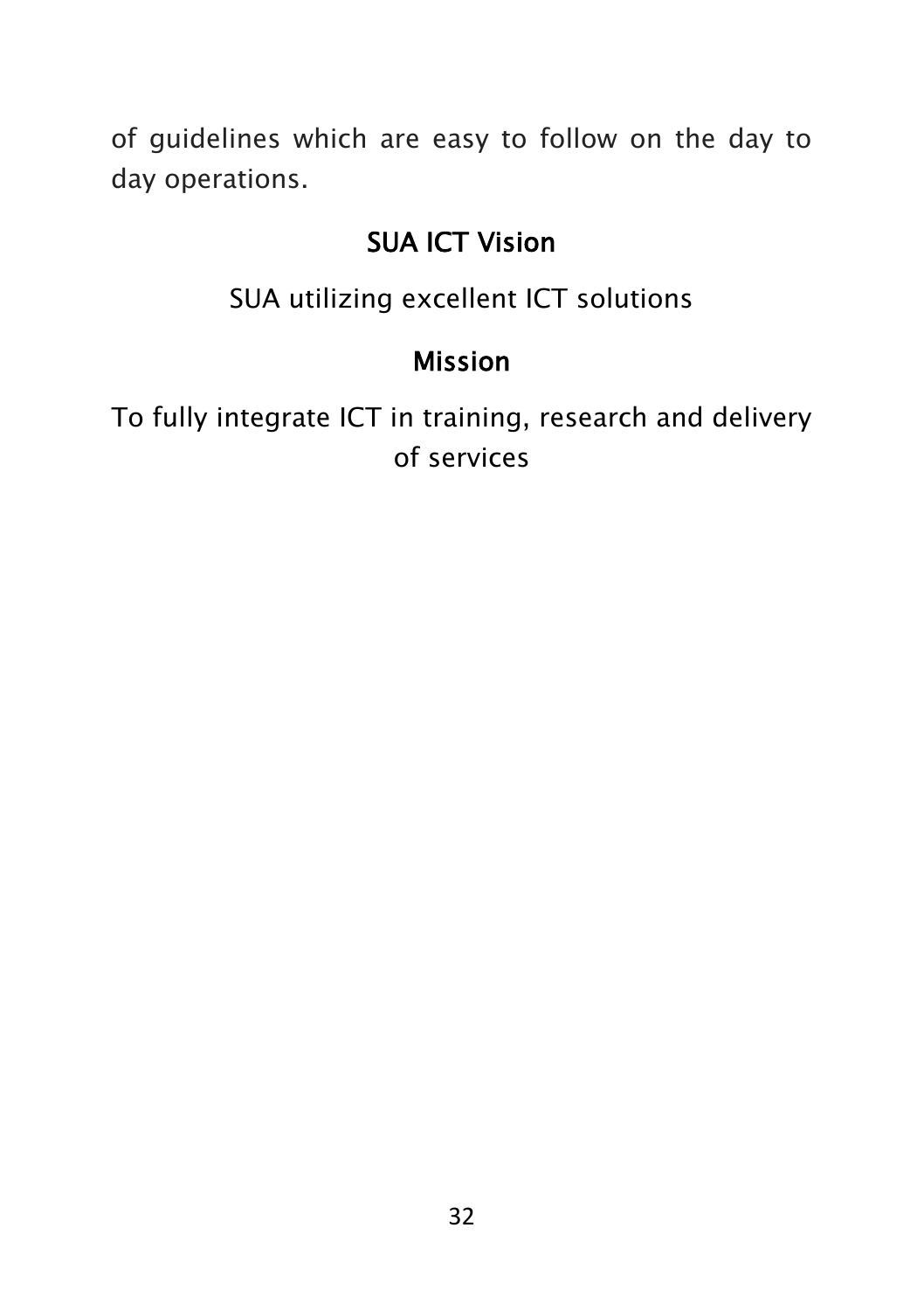of guidelines which are easy to follow on the day to day operations.

## SUA ICT Vision

SUA utilizing excellent ICT solutions

## Mission

To fully integrate ICT in training, research and delivery of services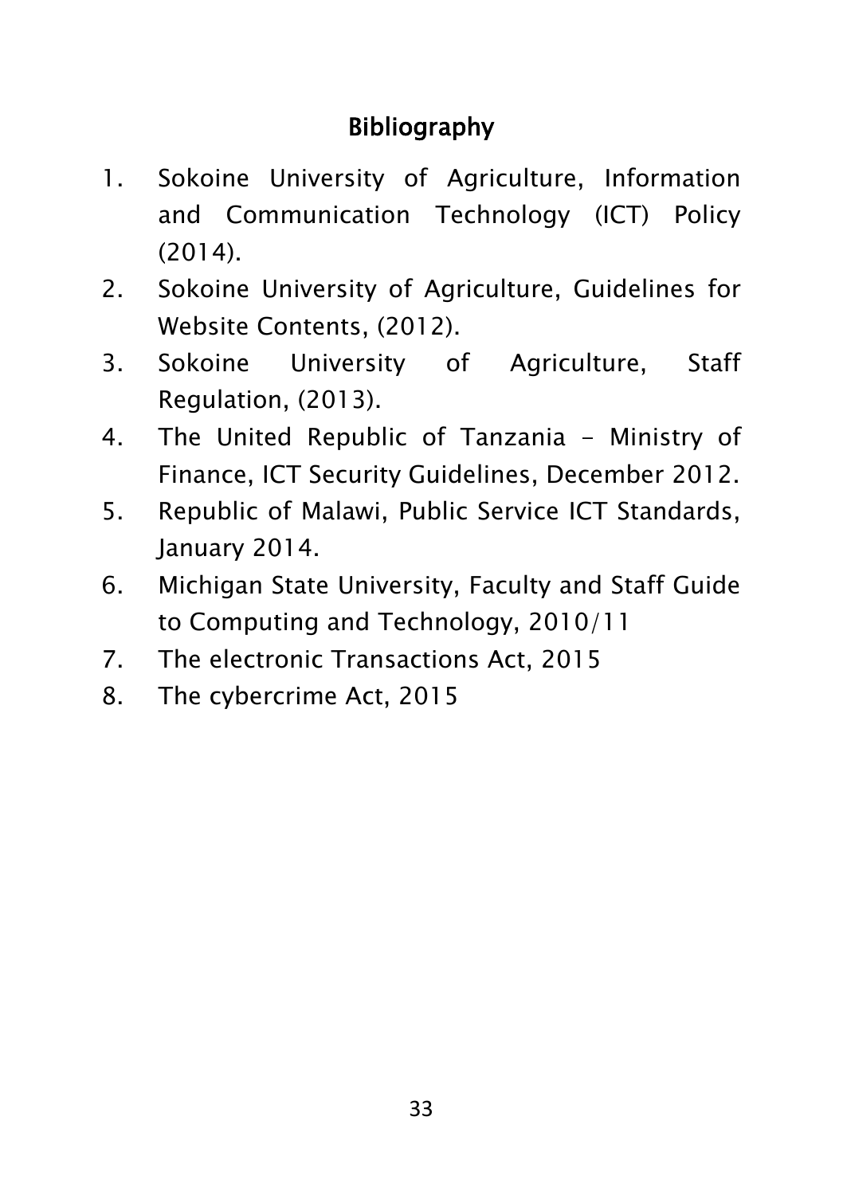# Bibliography

1. Sokoine University of Agriculture, Information and Communication Technology (ICT) Policy (2014).
2. Sokoine University of Agriculture, Guidelines for Website Contents, (2012).
3. Sokoine University of Agriculture, Staff Regulation, (2013).
4. The United Republic of Tanzania – Ministry of Finance, ICT Security Guidelines, December 2012.
5. Republic of Malawi, Public Service ICT Standards, January 2014.
6. Michigan State University, Faculty and Staff Guide to Computing and Technology, 2010/11
7. The electronic Transactions Act, 2015
8. The cybercrime Act, 2015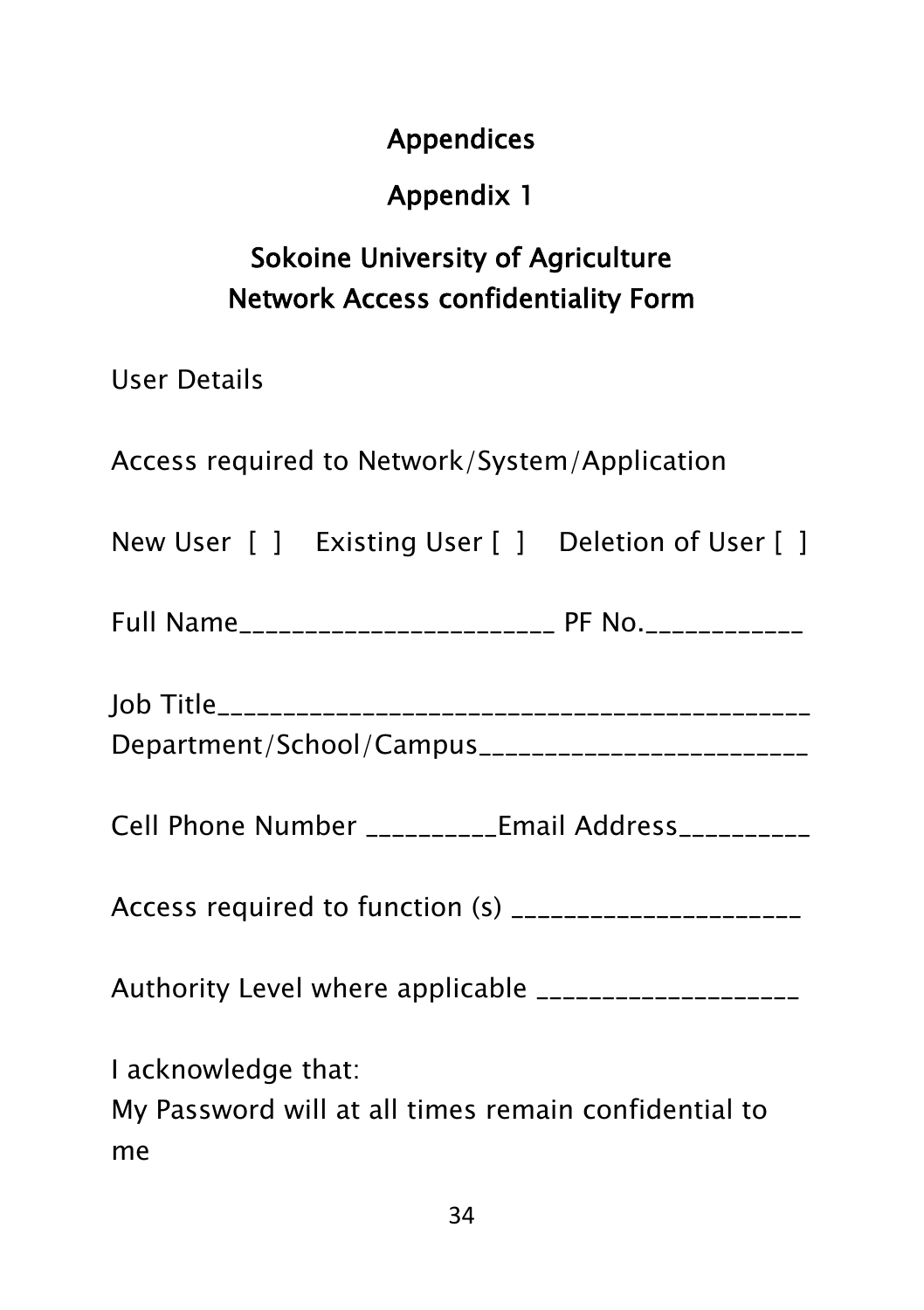# Appendices

## Appendix 1

## Sokoine University of Agriculture
## Network Access confidentiality Form

User Details

Access required to Network/System/Application

New User [ ]   Existing User [ ]   Deletion of User [ ]

Full Name________________________ PF No.____________

Job Title____________________________________________
Department/School/Campus_________________________

Cell Phone Number __________Email Address__________

Access required to function (s) ______________________

Authority Level where applicable ____________________

I acknowledge that:
My Password will at all times remain confidential to me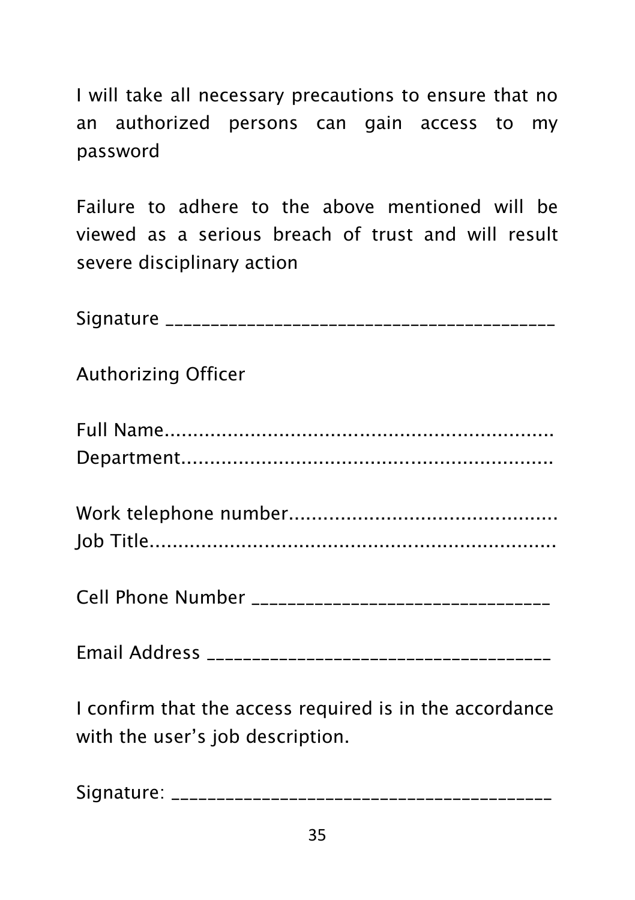I will take all necessary precautions to ensure that no an authorized persons can gain access to my password

Failure to adhere to the above mentioned will be viewed as a serious breach of trust and will result severe disciplinary action

Signature ________________________________________

Authorizing Officer

Full Name.....................................................................
Department..................................................................

Work telephone number...............................................
Job Title........................................................................

Cell Phone Number _________________________________

Email Address _____________________________________

I confirm that the access required is in the accordance with the user's job description.

Signature: ________________________________________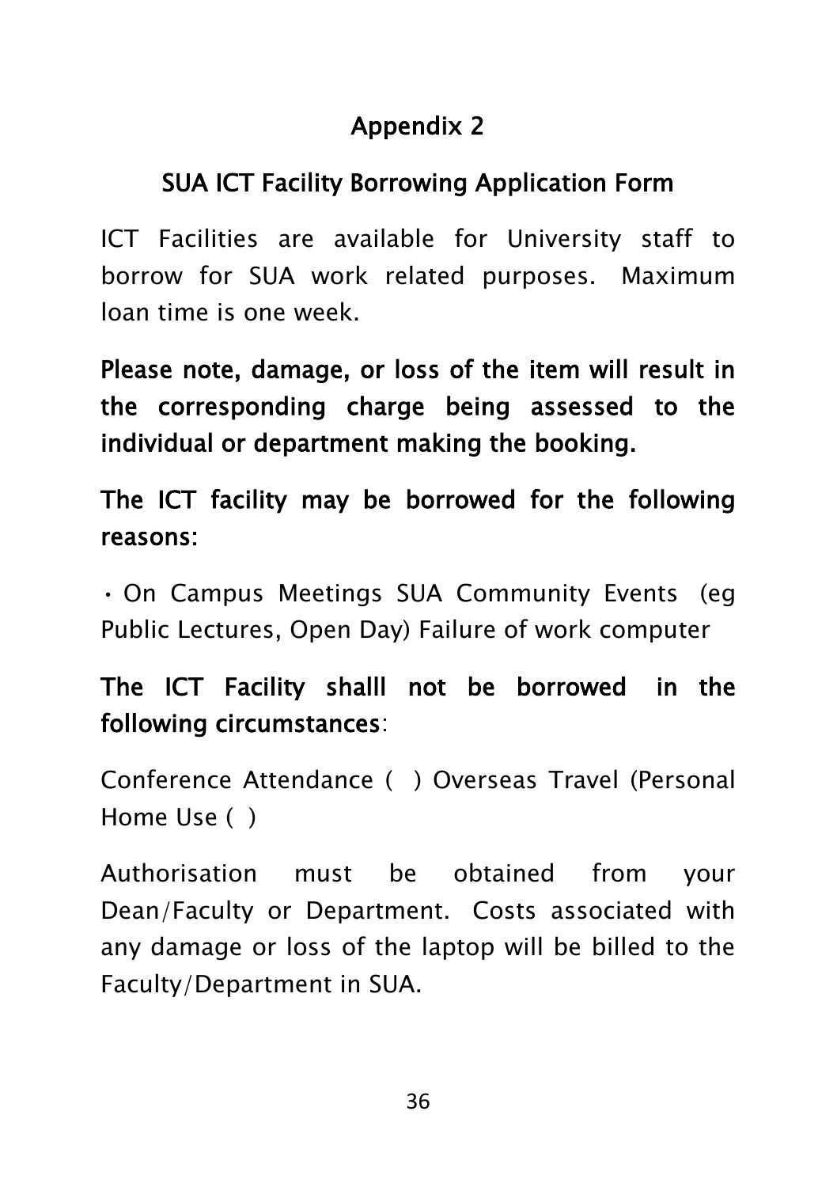## Appendix 2

## SUA ICT Facility Borrowing Application Form

ICT Facilities are available for University staff to borrow for SUA work related purposes. Maximum loan time is one week.

**Please note, damage, or loss of the item will result in the corresponding charge being assessed to the individual or department making the booking.**

**The ICT facility may be borrowed for the following reasons:**

• On Campus Meetings SUA Community Events (eg Public Lectures, Open Day) Failure of work computer

**The ICT Facility shalll not be borrowed in the following circumstances**:

Conference Attendance ( ) Overseas Travel (Personal Home Use ( )

Authorisation must be obtained from your Dean/Faculty or Department. Costs associated with any damage or loss of the laptop will be billed to the Faculty/Department in SUA.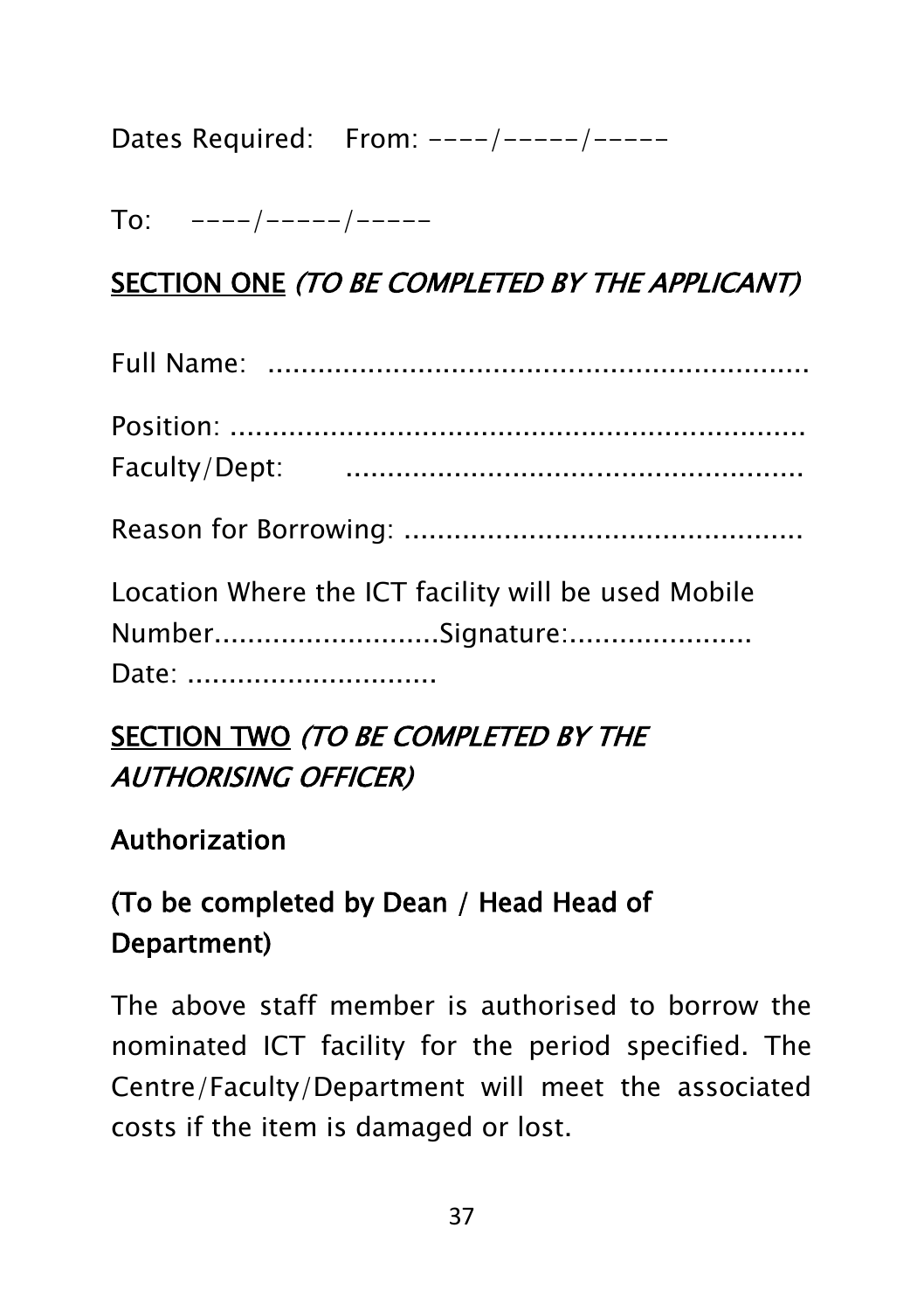Dates Required:   From: ----/-----/-----

To:   ----/-----/-----

**SECTION ONE** *(TO BE COMPLETED BY THE APPLICANT)*

Full Name: ..................................................................

Position: ......................................................................
Faculty/Dept:   .......................................................

Reason for Borrowing: ...............................................

Location Where the ICT facility will be used Mobile Number..........................Signature:......................
Date: ..............................

**SECTION TWO** *(TO BE COMPLETED BY THE AUTHORISING OFFICER)*

**Authorization**

**(To be completed by Dean / Head Head of Department)**

The above staff member is authorised to borrow the nominated ICT facility for the period specified. The Centre/Faculty/Department will meet the associated costs if the item is damaged or lost.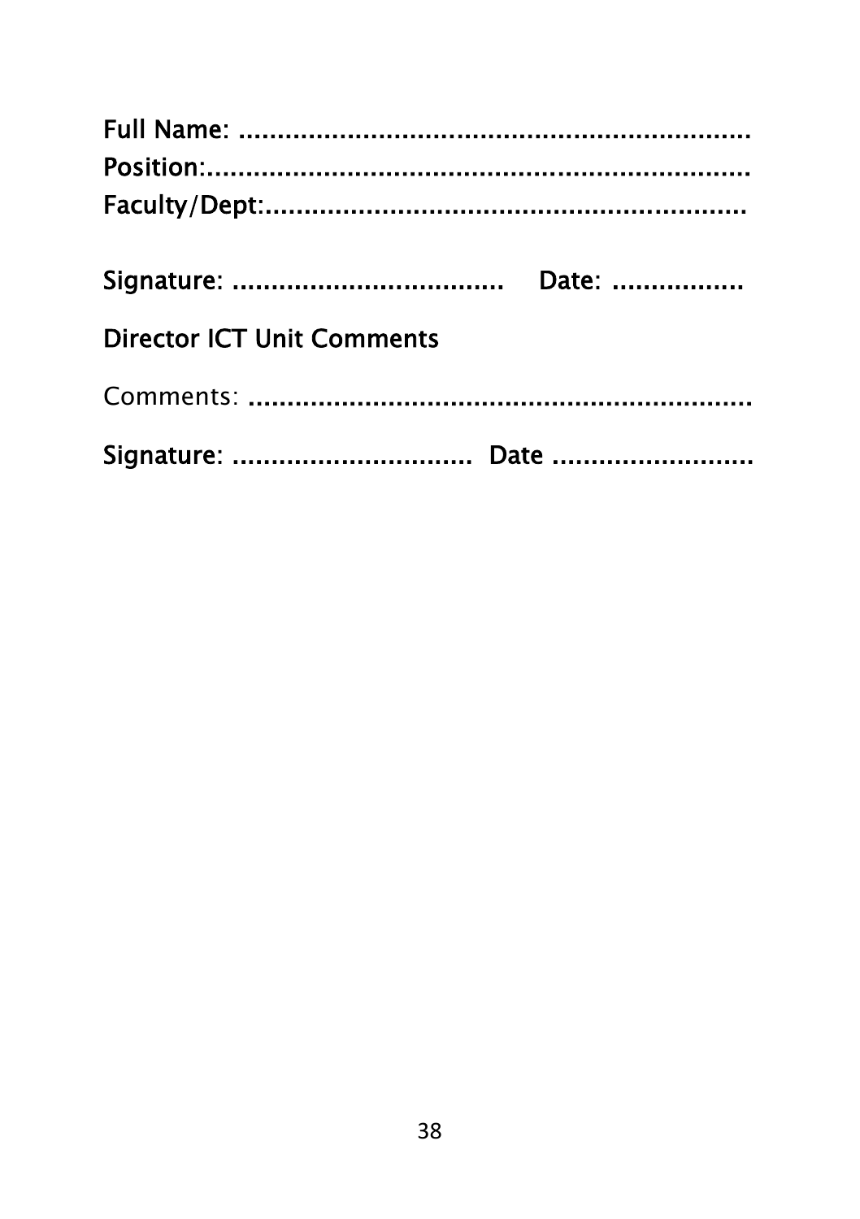Full Name: ...................................................................
Position:........................................................................
Faculty/Dept:..............................................................

Signature: ....................................    Date: .................

**Director ICT Unit Comments**

Comments: ...................................................................

Signature: ................................  Date ...........................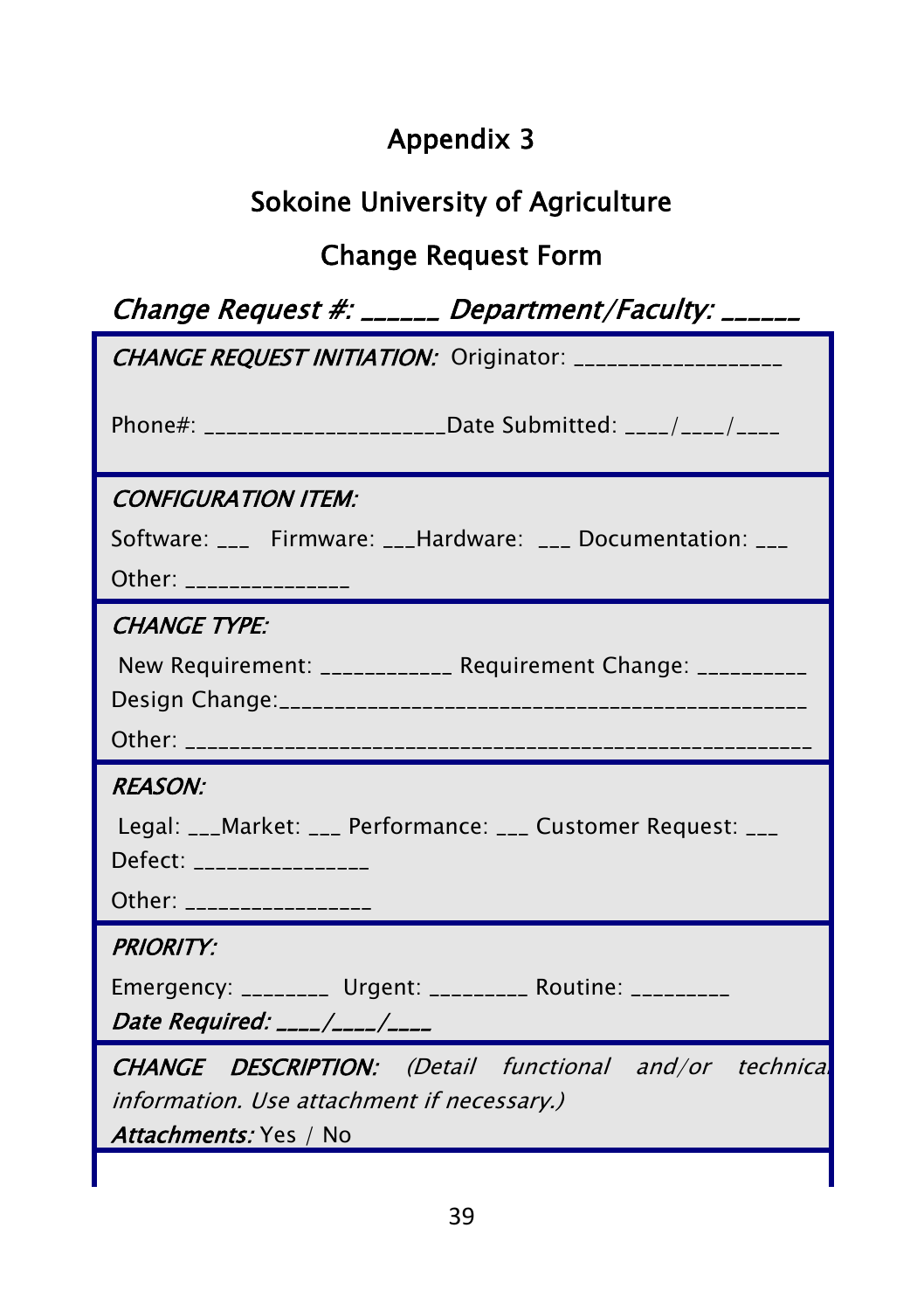# Appendix 3

## Sokoine University of Agriculture

## Change Request Form

*Change Request #: ______ Department/Faculty: ______*

*CHANGE REQUEST INITIATION:* Originator: __________________

Phone#: ____________________Date Submitted: ____/____/____

*CONFIGURATION ITEM:*

Software: ___ Firmware: ___Hardware: ___ Documentation: ___

Other: ______________

*CHANGE TYPE:*

New Requirement: ___________ Requirement Change: _________

Design Change:____________________________________________

Other: ____________________________________________________

*REASON:*

Legal: ___Market: ___ Performance: ___ Customer Request: ___

Defect: _______________

Other: ________________

*PRIORITY:*

Emergency: _______ Urgent: ________ Routine: ________

*Date Required: ____/____/____*

*CHANGE DESCRIPTION: (Detail functional and/or technical information. Use attachment if necessary.)*

***Attachments:*** Yes / No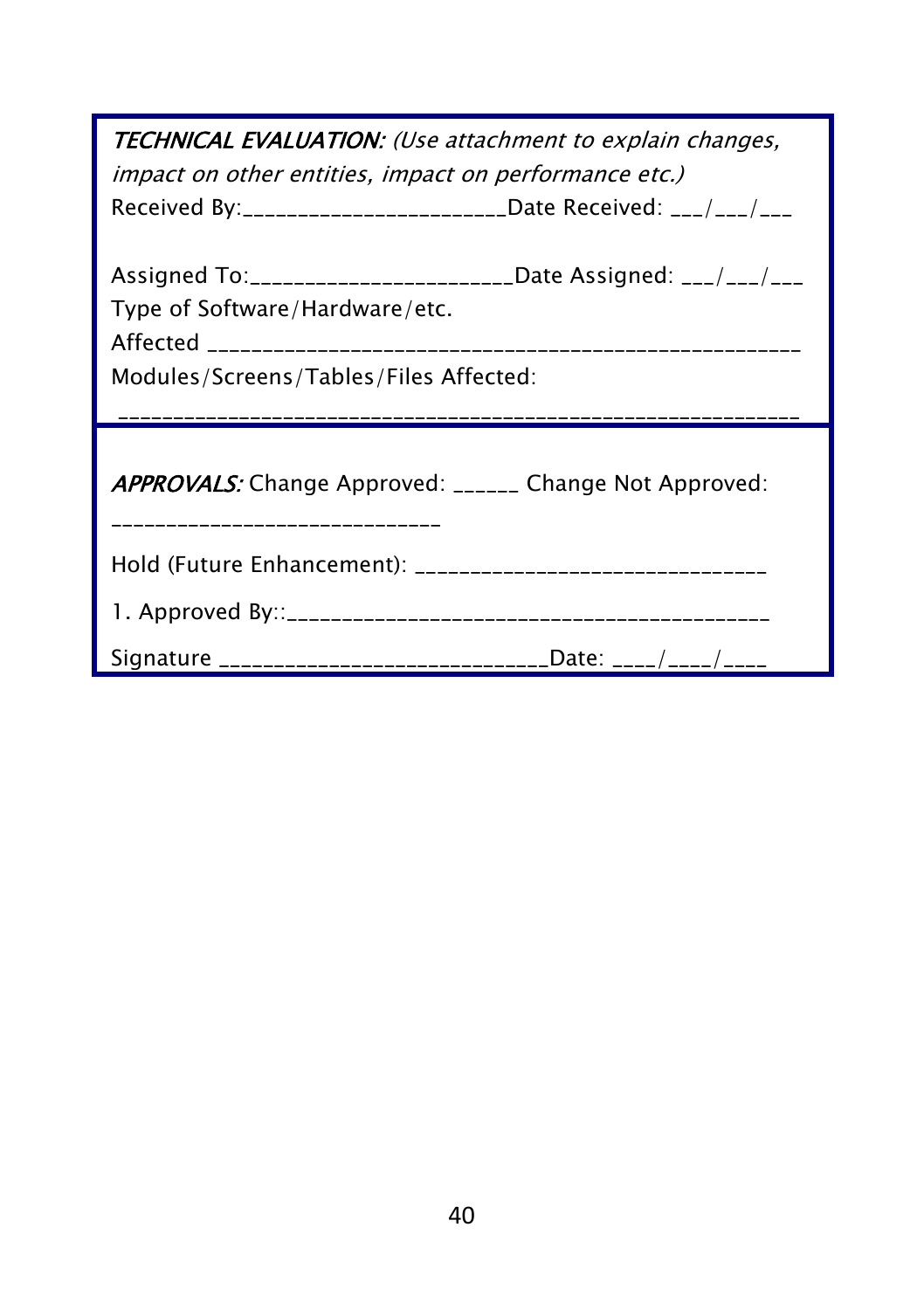***TECHNICAL EVALUATION:*** *(Use attachment to explain changes, impact on other entities, impact on performance etc.)*

Received By:________________________Date Received: ___/___/___

Assigned To:_______________________Date Assigned: ___/___/___

Type of Software/Hardware/etc.

Affected ______________________________________________________

Modules/Screens/Tables/Files Affected:

____________________________________________________________

***APPROVALS:*** Change Approved: ______ Change Not Approved:

______________________________

Hold (Future Enhancement): _______________________________

1. Approved By::____________________________________________

Signature ____________________________Date: ____/____/____